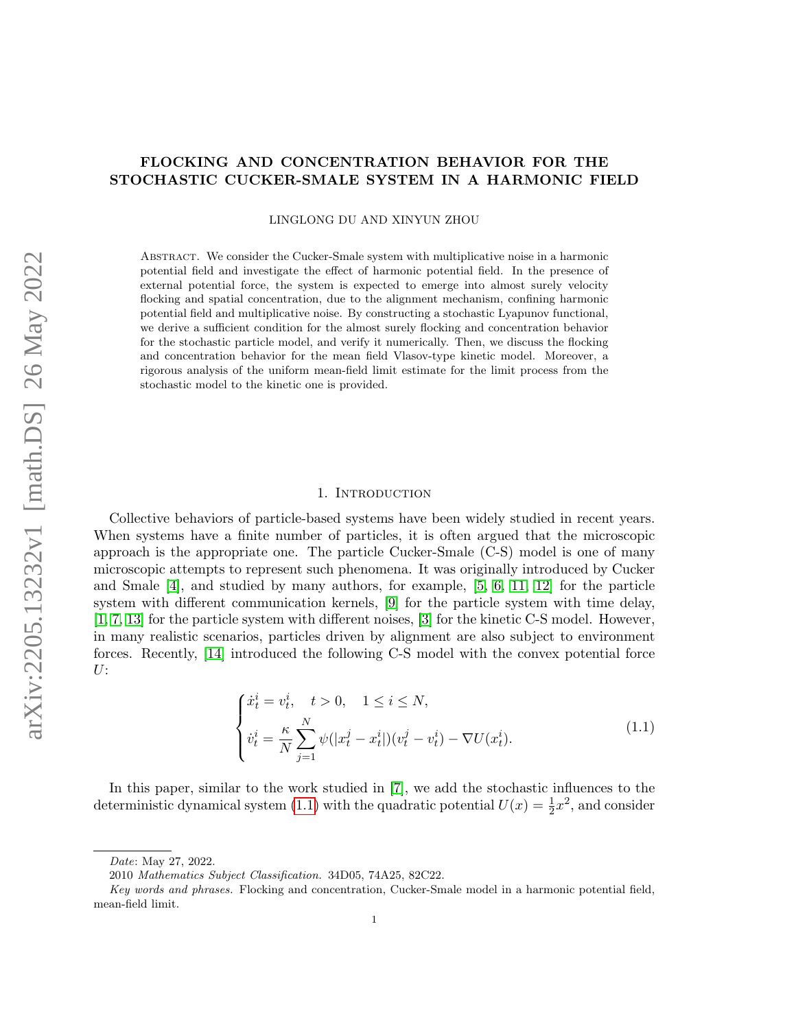# FLOCKING AND CONCENTRATION BEHAVIOR FOR THE STOCHASTIC CUCKER-SMALE SYSTEM IN A HARMONIC FIELD

LINGLONG DU AND XINYUN ZHOU

Abstract. We consider the Cucker-Smale system with multiplicative noise in a harmonic potential field and investigate the effect of harmonic potential field. In the presence of external potential force, the system is expected to emerge into almost surely velocity flocking and spatial concentration, due to the alignment mechanism, confining harmonic potential field and multiplicative noise. By constructing a stochastic Lyapunov functional, we derive a sufficient condition for the almost surely flocking and concentration behavior for the stochastic particle model, and verify it numerically. Then, we discuss the flocking and concentration behavior for the mean field Vlasov-type kinetic model. Moreover, a rigorous analysis of the uniform mean-field limit estimate for the limit process from the stochastic model to the kinetic one is provided.

## 1. Introduction

Collective behaviors of particle-based systems have been widely studied in recent years. When systems have a finite number of particles, it is often argued that the microscopic approach is the appropriate one. The particle Cucker-Smale (C-S) model is one of many microscopic attempts to represent such phenomena. It was originally introduced by Cucker and Smale [4], and studied by many authors, for example, [5, 6, 11, 12] for the particle system with different communication kernels, [9] for the particle system with time delay, [1, 7, 13] for the particle system with different noises, [3] for the kinetic C-S model. However, in many realistic scenarios, particles driven by alignment are also subject to environment forces. Recently, [14] introduced the following C-S model with the convex potential force $U$:

$$
\begin{cases}
\dot{x}_t^i = v_t^i, \quad t > 0, \quad 1 \leq i \leq N, \\
\dot{v}_t^i = \dfrac{\kappa}{N} \displaystyle\sum_{j=1}^{N} \psi(|x_t^j - x_t^i|)(v_t^j - v_t^i) - \nabla U(x_t^i).
\end{cases} \tag{1.1}
$$

In this paper, similar to the work studied in [7], we add the stochastic influences to the deterministic dynamical system (1.1) with the quadratic potential $U(x) = \frac{1}{2}x^2$, and consider

---

*Date*: May 27, 2022.

2010 *Mathematics Subject Classification.* 34D05, 74A25, 82C22.

*Key words and phrases.* Flocking and concentration, Cucker-Smale model in a harmonic potential field, mean-field limit.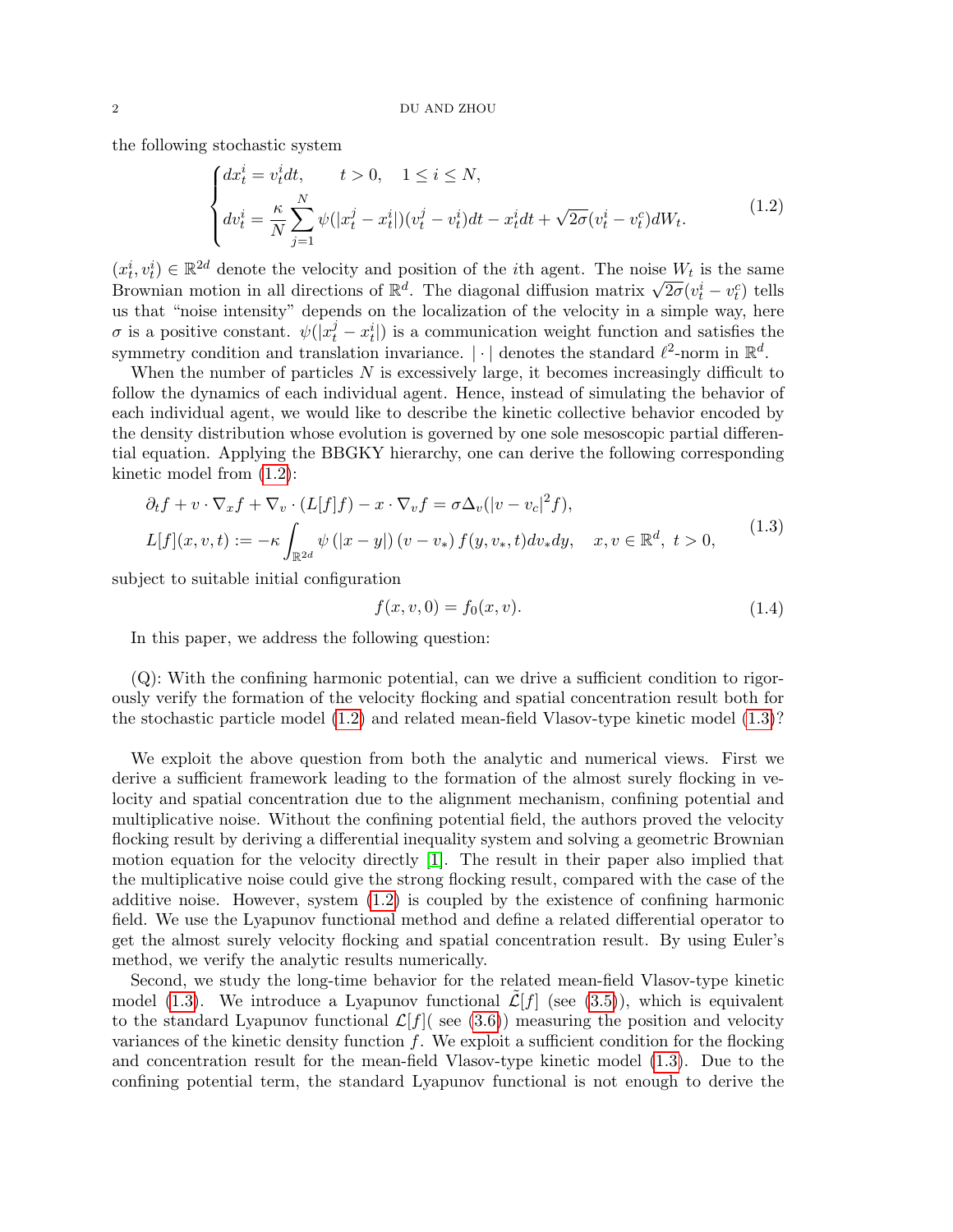the following stochastic system

$$
\begin{cases}
dx_t^i = v_t^i dt, \qquad t > 0, \quad 1 \le i \le N, \\
dv_t^i = \dfrac{\kappa}{N} \displaystyle\sum_{j=1}^{N} \psi(|x_t^j - x_t^i|)(v_t^j - v_t^i)dt - x_t^i dt + \sqrt{2\sigma}(v_t^i - v_t^c)dW_t.
\end{cases}
\tag{1.2}
$$

$(x_t^i, v_t^i) \in \mathbb{R}^{2d}$ denote the velocity and position of the $i$th agent. The noise $W_t$ is the same Brownian motion in all directions of $\mathbb{R}^d$. The diagonal diffusion matrix $\sqrt{2\sigma}(v_t^i - v_t^c)$ tells us that "noise intensity" depends on the localization of the velocity in a simple way, here $\sigma$ is a positive constant. $\psi(|x_t^j - x_t^i|)$ is a communication weight function and satisfies the symmetry condition and translation invariance. $|\cdot|$ denotes the standard $\ell^2$-norm in $\mathbb{R}^d$.

When the number of particles $N$ is excessively large, it becomes increasingly difficult to follow the dynamics of each individual agent. Hence, instead of simulating the behavior of each individual agent, we would like to describe the kinetic collective behavior encoded by the density distribution whose evolution is governed by one sole mesoscopic partial differential equation. Applying the BBGKY hierarchy, one can derive the following corresponding kinetic model from (1.2):

$$
\begin{aligned}
&\partial_t f + v \cdot \nabla_x f + \nabla_v \cdot (L[f]f) - x \cdot \nabla_v f = \sigma \Delta_v (|v - v_c|^2 f), \\
&L[f](x, v, t) := -\kappa \int_{\mathbb{R}^{2d}} \psi\left(|x - y|\right)(v - v_*)\, f(y, v_*, t) dv_* dy, \quad x, v \in \mathbb{R}^d, \ t > 0,
\end{aligned}
\tag{1.3}
$$

subject to suitable initial configuration

$$
f(x, v, 0) = f_0(x, v). \tag{1.4}
$$

In this paper, we address the following question:

(Q): With the confining harmonic potential, can we drive a sufficient condition to rigorously verify the formation of the velocity flocking and spatial concentration result both for the stochastic particle model (1.2) and related mean-field Vlasov-type kinetic model (1.3)?

We exploit the above question from both the analytic and numerical views. First we derive a sufficient framework leading to the formation of the almost surely flocking in velocity and spatial concentration due to the alignment mechanism, confining potential and multiplicative noise. Without the confining potential field, the authors proved the velocity flocking result by deriving a differential inequality system and solving a geometric Brownian motion equation for the velocity directly [1]. The result in their paper also implied that the multiplicative noise could give the strong flocking result, compared with the case of the additive noise. However, system (1.2) is coupled by the existence of confining harmonic field. We use the Lyapunov functional method and define a related differential operator to get the almost surely velocity flocking and spatial concentration result. By using Euler's method, we verify the analytic results numerically.

Second, we study the long-time behavior for the related mean-field Vlasov-type kinetic model (1.3). We introduce a Lyapunov functional $\tilde{\mathcal{L}}[f]$ (see (3.5)), which is equivalent to the standard Lyapunov functional $\mathcal{L}[f]$( see (3.6)) measuring the position and velocity variances of the kinetic density function $f$. We exploit a sufficient condition for the flocking and concentration result for the mean-field Vlasov-type kinetic model (1.3). Due to the confining potential term, the standard Lyapunov functional is not enough to derive the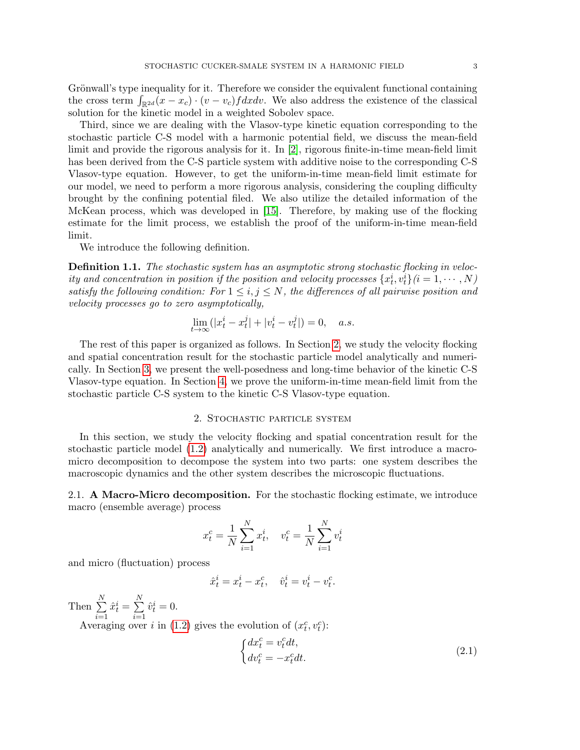Grönwall's type inequality for it. Therefore we consider the equivalent functional containing the cross term $\int_{\mathbb{R}^{2d}}(x-x_c)\cdot(v-v_c)fdxdv$. We also address the existence of the classical solution for the kinetic model in a weighted Sobolev space.

Third, since we are dealing with the Vlasov-type kinetic equation corresponding to the stochastic particle C-S model with a harmonic potential field, we discuss the mean-field limit and provide the rigorous analysis for it. In [2], rigorous finite-in-time mean-field limit has been derived from the C-S particle system with additive noise to the corresponding C-S Vlasov-type equation. However, to get the uniform-in-time mean-field limit estimate for our model, we need to perform a more rigorous analysis, considering the coupling difficulty brought by the confining potential filed. We also utilize the detailed information of the McKean process, which was developed in [15]. Therefore, by making use of the flocking estimate for the limit process, we establish the proof of the uniform-in-time mean-field limit.

We introduce the following definition.

**Definition 1.1.** *The stochastic system has an asymptotic strong stochastic flocking in velocity and concentration in position if the position and velocity processes $\{x_t^i, v_t^i\}(i=1,\cdots,N)$ satisfy the following condition: For $1\le i,j\le N$, the differences of all pairwise position and velocity processes go to zero asymptotically,*

$$\lim_{t\to\infty}(|x_t^i-x_t^j|+|v_t^i-v_t^j|)=0,\quad a.s.$$

The rest of this paper is organized as follows. In Section 2, we study the velocity flocking and spatial concentration result for the stochastic particle model analytically and numerically. In Section 3, we present the well-posedness and long-time behavior of the kinetic C-S Vlasov-type equation. In Section 4, we prove the uniform-in-time mean-field limit from the stochastic particle C-S system to the kinetic C-S Vlasov-type equation.

## 2. Stochastic particle system

In this section, we study the velocity flocking and spatial concentration result for the stochastic particle model (1.2) analytically and numerically. We first introduce a macro-micro decomposition to decompose the system into two parts: one system describes the macroscopic dynamics and the other system describes the microscopic fluctuations.

### 2.1. A Macro-Micro decomposition.

For the stochastic flocking estimate, we introduce macro (ensemble average) process

$$x_t^c=\frac{1}{N}\sum_{i=1}^N x_t^i,\quad v_t^c=\frac{1}{N}\sum_{i=1}^N v_t^i$$

and micro (fluctuation) process

$$\hat{x}_t^i=x_t^i-x_t^c,\quad \hat{v}_t^i=v_t^i-v_t^c.$$

Then $\sum_{i=1}^N \hat{x}_t^i=\sum_{i=1}^N \hat{v}_t^i=0$.

Averaging over $i$ in (1.2) gives the evolution of $(x_t^c, v_t^c)$:

$$\begin{cases} dx_t^c=v_t^c dt, \\ dv_t^c=-x_t^c dt. \end{cases} \tag{2.1}$$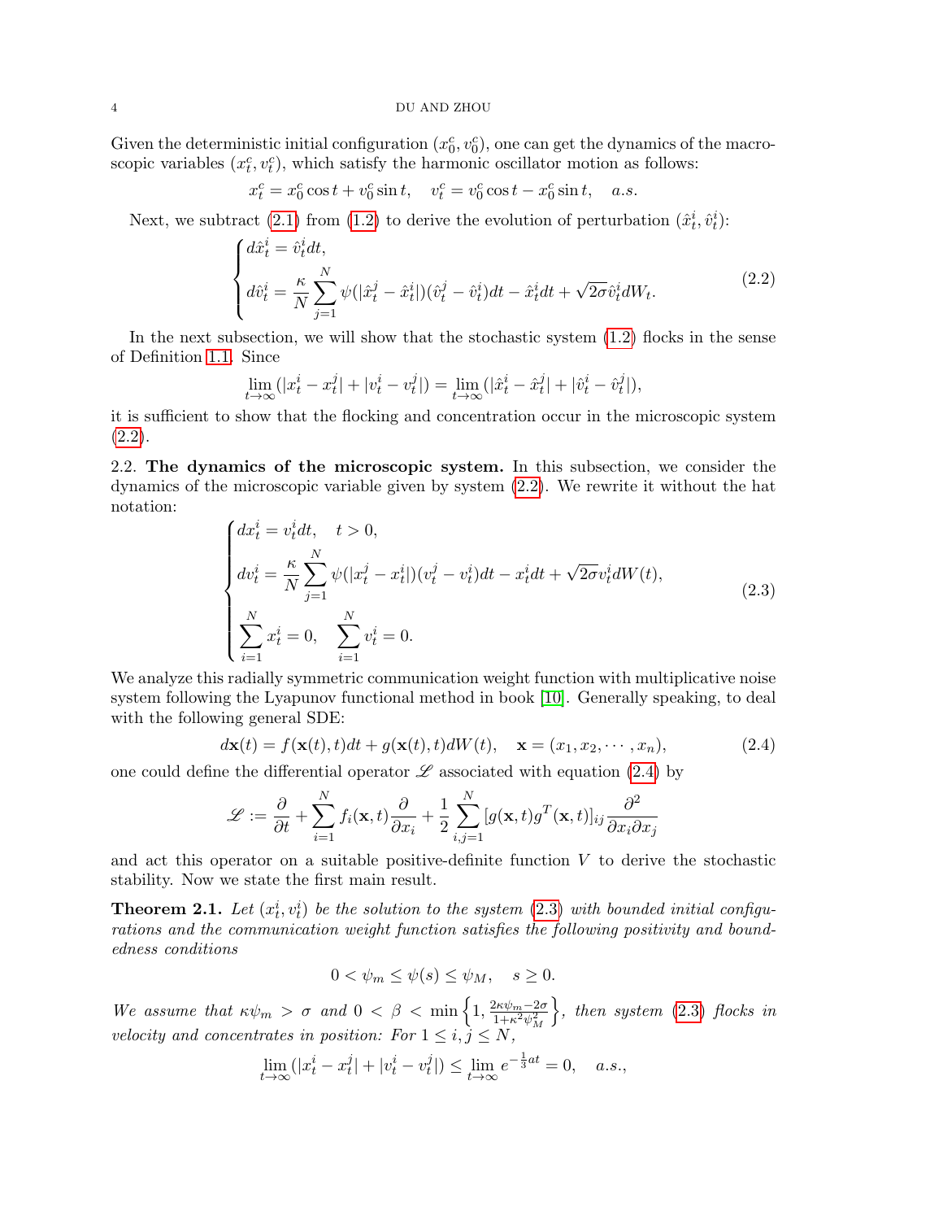Given the deterministic initial configuration $(x_0^c, v_0^c)$, one can get the dynamics of the macroscopic variables $(x_t^c, v_t^c)$, which satisfy the harmonic oscillator motion as follows:

$$x_t^c = x_0^c \cos t + v_0^c \sin t, \quad v_t^c = v_0^c \cos t - x_0^c \sin t, \quad a.s.$$

Next, we subtract (2.1) from (1.2) to derive the evolution of perturbation $(\hat{x}_t^i, \hat{v}_t^i)$:

$$\begin{cases} d\hat{x}_t^i = \hat{v}_t^i dt, \\ d\hat{v}_t^i = \dfrac{\kappa}{N} \displaystyle\sum_{j=1}^{N} \psi(|\hat{x}_t^j - \hat{x}_t^i|)(\hat{v}_t^j - \hat{v}_t^i)dt - \hat{x}_t^i dt + \sqrt{2\sigma}\hat{v}_t^i dW_t. \end{cases} \tag{2.2}$$

In the next subsection, we will show that the stochastic system (1.2) flocks in the sense of Definition 1.1. Since

$$\lim_{t\to\infty}(|x_t^i - x_t^j| + |v_t^i - v_t^j|) = \lim_{t\to\infty}(|\hat{x}_t^i - \hat{x}_t^j| + |\hat{v}_t^i - \hat{v}_t^j|),$$

it is sufficient to show that the flocking and concentration occur in the microscopic system (2.2).

2.2. **The dynamics of the microscopic system.** In this subsection, we consider the dynamics of the microscopic variable given by system (2.2). We rewrite it without the hat notation:

$$\begin{cases} dx_t^i = v_t^i dt, \quad t > 0, \\ dv_t^i = \dfrac{\kappa}{N} \displaystyle\sum_{j=1}^{N} \psi(|x_t^j - x_t^i|)(v_t^j - v_t^i)dt - x_t^i dt + \sqrt{2\sigma} v_t^i dW(t), \\ \displaystyle\sum_{i=1}^{N} x_t^i = 0, \quad \sum_{i=1}^{N} v_t^i = 0. \end{cases} \tag{2.3}$$

We analyze this radially symmetric communication weight function with multiplicative noise system following the Lyapunov functional method in book [10]. Generally speaking, to deal with the following general SDE:

$$d\mathbf{x}(t) = f(\mathbf{x}(t), t)dt + g(\mathbf{x}(t), t)dW(t), \quad \mathbf{x} = (x_1, x_2, \cdots, x_n), \tag{2.4}$$

one could define the differential operator $\mathscr{L}$ associated with equation (2.4) by

$$\mathscr{L} := \frac{\partial}{\partial t} + \sum_{i=1}^{N} f_i(\mathbf{x}, t)\frac{\partial}{\partial x_i} + \frac{1}{2}\sum_{i,j=1}^{N} [g(\mathbf{x}, t)g^T(\mathbf{x}, t)]_{ij} \frac{\partial^2}{\partial x_i \partial x_j}$$

and act this operator on a suitable positive-definite function $V$ to derive the stochastic stability. Now we state the first main result.

**Theorem 2.1.** *Let $(x_t^i, v_t^i)$ be the solution to the system (2.3) with bounded initial configurations and the communication weight function satisfies the following positivity and boundedness conditions*

$$0 < \psi_m \leq \psi(s) \leq \psi_M, \quad s \geq 0.$$

*We assume that $\kappa\psi_m > \sigma$ and $0 < \beta < \min\left\{1, \frac{2\kappa\psi_m - 2\sigma}{1 + \kappa^2\psi_M^2}\right\}$, then system (2.3) flocks in velocity and concentrates in position: For $1 \leq i, j \leq N$,*

$$\lim_{t\to\infty}(|x_t^i - x_t^j| + |v_t^i - v_t^j|) \leq \lim_{t\to\infty} e^{-\frac{1}{3}at} = 0, \quad a.s.,$$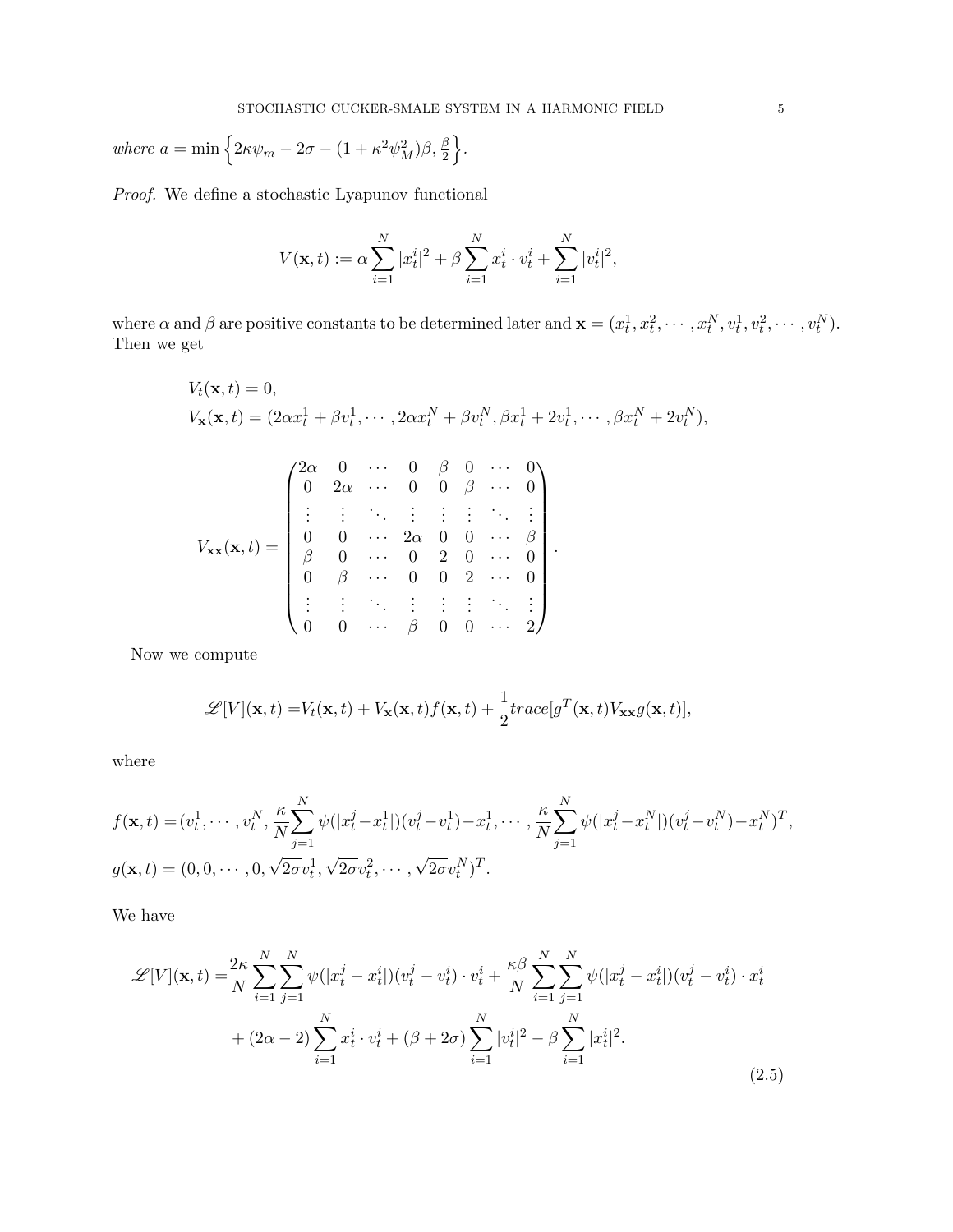*where* $a = \min\left\{2\kappa\psi_m - 2\sigma - (1+\kappa^2\psi_M^2)\beta, \frac{\beta}{2}\right\}$.

*Proof.* We define a stochastic Lyapunov functional

$$V(\mathbf{x},t) := \alpha \sum_{i=1}^{N} |x_t^i|^2 + \beta \sum_{i=1}^{N} x_t^i \cdot v_t^i + \sum_{i=1}^{N} |v_t^i|^2,$$

where $\alpha$ and $\beta$ are positive constants to be determined later and $\mathbf{x} = (x_t^1, x_t^2, \cdots, x_t^N, v_t^1, v_t^2, \cdots, v_t^N)$. Then we get

$$V_t(\mathbf{x},t) = 0,$$
$$V_{\mathbf{x}}(\mathbf{x},t) = (2\alpha x_t^1 + \beta v_t^1, \cdots, 2\alpha x_t^N + \beta v_t^N, \beta x_t^1 + 2v_t^1, \cdots, \beta x_t^N + 2v_t^N),$$

$$V_{\mathbf{xx}}(\mathbf{x},t) = \begin{pmatrix} 2\alpha & 0 & \cdots & 0 & \beta & 0 & \cdots & 0 \\ 0 & 2\alpha & \cdots & 0 & 0 & \beta & \cdots & 0 \\ \vdots & \vdots & \ddots & \vdots & \vdots & \vdots & \ddots & \vdots \\ 0 & 0 & \cdots & 2\alpha & 0 & 0 & \cdots & \beta \\ \beta & 0 & \cdots & 0 & 2 & 0 & \cdots & 0 \\ 0 & \beta & \cdots & 0 & 0 & 2 & \cdots & 0 \\ \vdots & \vdots & \ddots & \vdots & \vdots & \vdots & \ddots & \vdots \\ 0 & 0 & \cdots & \beta & 0 & 0 & \cdots & 2 \end{pmatrix}.$$

Now we compute

$$\mathscr{L}[V](\mathbf{x},t) = V_t(\mathbf{x},t) + V_{\mathbf{x}}(\mathbf{x},t) f(\mathbf{x},t) + \frac{1}{2} trace[g^T(\mathbf{x},t) V_{\mathbf{xx}} g(\mathbf{x},t)],$$

where

$$f(\mathbf{x},t) = (v_t^1, \cdots, v_t^N, \frac{\kappa}{N}\sum_{j=1}^{N} \psi(|x_t^j - x_t^1|)(v_t^j - v_t^1) - x_t^1, \cdots, \frac{\kappa}{N}\sum_{j=1}^{N} \psi(|x_t^j - x_t^N|)(v_t^j - v_t^N) - x_t^N)^T,$$
$$g(\mathbf{x},t) = (0, 0, \cdots, 0, \sqrt{2\sigma} v_t^1, \sqrt{2\sigma} v_t^2, \cdots, \sqrt{2\sigma} v_t^N)^T.$$

We have

$$\begin{aligned} \mathscr{L}[V](\mathbf{x},t) =& \frac{2\kappa}{N} \sum_{i=1}^{N}\sum_{j=1}^{N} \psi(|x_t^j - x_t^i|)(v_t^j - v_t^i) \cdot v_t^i + \frac{\kappa\beta}{N} \sum_{i=1}^{N}\sum_{j=1}^{N} \psi(|x_t^j - x_t^i|)(v_t^j - v_t^i) \cdot x_t^i \\ &+ (2\alpha - 2) \sum_{i=1}^{N} x_t^i \cdot v_t^i + (\beta + 2\sigma) \sum_{i=1}^{N} |v_t^i|^2 - \beta \sum_{i=1}^{N} |x_t^i|^2. \end{aligned} \tag{2.5}$$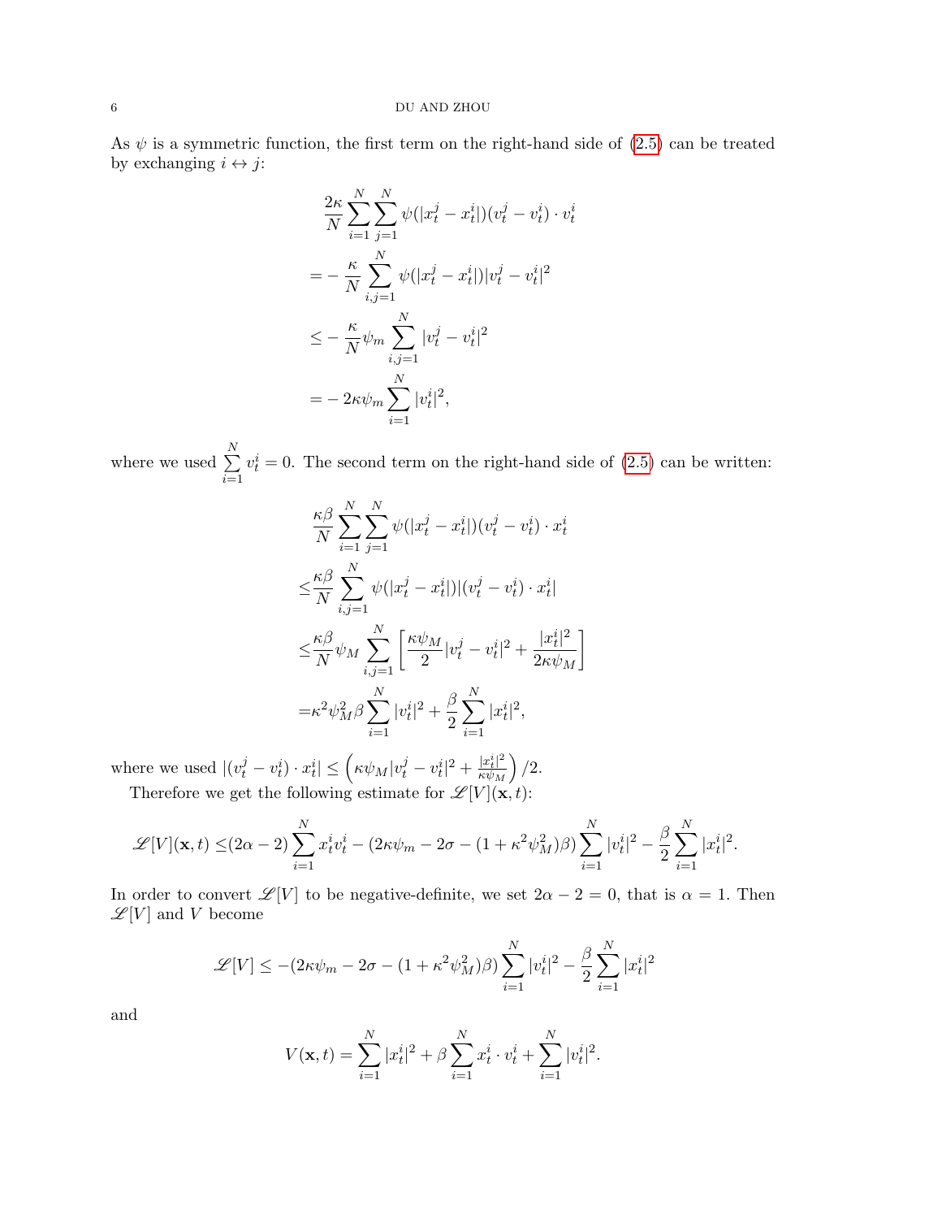As $\psi$ is a symmetric function, the first term on the right-hand side of (2.5) can be treated by exchanging $i \leftrightarrow j$:

$$
\begin{aligned}
&\frac{2\kappa}{N}\sum_{i=1}^{N}\sum_{j=1}^{N}\psi(|x_t^j - x_t^i|)(v_t^j - v_t^i)\cdot v_t^i \\
=&-\frac{\kappa}{N}\sum_{i,j=1}^{N}\psi(|x_t^j - x_t^i|)|v_t^j - v_t^i|^2 \\
\leq&-\frac{\kappa}{N}\psi_m\sum_{i,j=1}^{N}|v_t^j - v_t^i|^2 \\
=&-2\kappa\psi_m\sum_{i=1}^{N}|v_t^i|^2,
\end{aligned}
$$

where we used $\sum_{i=1}^{N} v_t^i = 0$. The second term on the right-hand side of (2.5) can be written:

$$
\begin{aligned}
&\frac{\kappa\beta}{N}\sum_{i=1}^{N}\sum_{j=1}^{N}\psi(|x_t^j - x_t^i|)(v_t^j - v_t^i)\cdot x_t^i \\
\leq&\frac{\kappa\beta}{N}\sum_{i,j=1}^{N}\psi(|x_t^j - x_t^i|)|(v_t^j - v_t^i)\cdot x_t^i| \\
\leq&\frac{\kappa\beta}{N}\psi_M\sum_{i,j=1}^{N}\left[\frac{\kappa\psi_M}{2}|v_t^j - v_t^i|^2 + \frac{|x_t^i|^2}{2\kappa\psi_M}\right] \\
=&\kappa^2\psi_M^2\beta\sum_{i=1}^{N}|v_t^i|^2 + \frac{\beta}{2}\sum_{i=1}^{N}|x_t^i|^2,
\end{aligned}
$$

where we used $|(v_t^j - v_t^i)\cdot x_t^i| \leq \left(\kappa\psi_M|v_t^j - v_t^i|^2 + \frac{|x_t^i|^2}{\kappa\psi_M}\right)/2$.

Therefore we get the following estimate for $\mathscr{L}[V](\mathbf{x}, t)$:

$$
\mathscr{L}[V](\mathbf{x}, t) \leq (2\alpha - 2)\sum_{i=1}^{N} x_t^i v_t^i - (2\kappa\psi_m - 2\sigma - (1 + \kappa^2\psi_M^2)\beta)\sum_{i=1}^{N}|v_t^i|^2 - \frac{\beta}{2}\sum_{i=1}^{N}|x_t^i|^2.
$$

In order to convert $\mathscr{L}[V]$ to be negative-definite, we set $2\alpha - 2 = 0$, that is $\alpha = 1$. Then $\mathscr{L}[V]$ and $V$ become

$$
\mathscr{L}[V] \leq -(2\kappa\psi_m - 2\sigma - (1 + \kappa^2\psi_M^2)\beta)\sum_{i=1}^{N}|v_t^i|^2 - \frac{\beta}{2}\sum_{i=1}^{N}|x_t^i|^2
$$

and

$$
V(\mathbf{x}, t) = \sum_{i=1}^{N}|x_t^i|^2 + \beta\sum_{i=1}^{N} x_t^i \cdot v_t^i + \sum_{i=1}^{N}|v_t^i|^2.
$$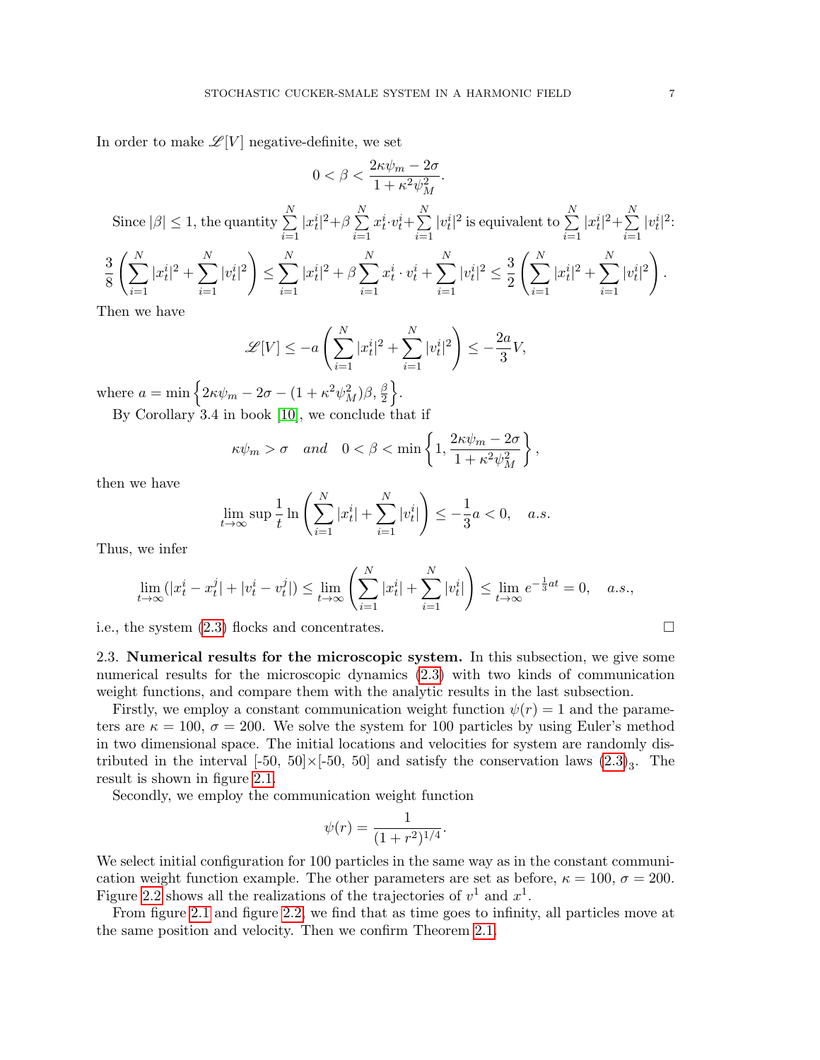In order to make $\mathscr{L}[V]$ negative-definite, we set

$$0 < \beta < \frac{2\kappa\psi_m - 2\sigma}{1 + \kappa^2\psi_M^2}.$$

Since $|\beta| \le 1$, the quantity $\sum\limits_{i=1}^N |x_t^i|^2 + \beta \sum\limits_{i=1}^N x_t^i \cdot v_t^i + \sum\limits_{i=1}^N |v_t^i|^2$ is equivalent to $\sum\limits_{i=1}^N |x_t^i|^2 + \sum\limits_{i=1}^N |v_t^i|^2$:

$$\frac{3}{8}\left(\sum_{i=1}^N |x_t^i|^2 + \sum_{i=1}^N |v_t^i|^2\right) \le \sum_{i=1}^N |x_t^i|^2 + \beta \sum_{i=1}^N x_t^i \cdot v_t^i + \sum_{i=1}^N |v_t^i|^2 \le \frac{3}{2}\left(\sum_{i=1}^N |x_t^i|^2 + \sum_{i=1}^N |v_t^i|^2\right).$$

Then we have

$$\mathscr{L}[V] \le -a\left(\sum_{i=1}^N |x_t^i|^2 + \sum_{i=1}^N |v_t^i|^2\right) \le -\frac{2a}{3}V,$$

where $a = \min\left\{2\kappa\psi_m - 2\sigma - (1+\kappa^2\psi_M^2)\beta, \frac{\beta}{2}\right\}$.

By Corollary 3.4 in book [10], we conclude that if

$$\kappa\psi_m > \sigma \quad \textit{and} \quad 0 < \beta < \min\left\{1, \frac{2\kappa\psi_m - 2\sigma}{1+\kappa^2\psi_M^2}\right\},$$

then we have

$$\lim_{t\to\infty}\sup \frac{1}{t}\ln\left(\sum_{i=1}^N |x_t^i| + \sum_{i=1}^N |v_t^i|\right) \le -\frac{1}{3}a < 0, \quad a.s.$$

Thus, we infer

$$\lim_{t\to\infty}(|x_t^i - x_t^j| + |v_t^i - v_t^j|) \le \lim_{t\to\infty}\left(\sum_{i=1}^N |x_t^i| + \sum_{i=1}^N |v_t^i|\right) \le \lim_{t\to\infty} e^{-\frac{1}{3}at} = 0, \quad a.s.,$$

i.e., the system (2.3) flocks and concentrates. □

2.3. **Numerical results for the microscopic system.** In this subsection, we give some numerical results for the microscopic dynamics (2.3) with two kinds of communication weight functions, and compare them with the analytic results in the last subsection.

Firstly, we employ a constant communication weight function $\psi(r) = 1$ and the parameters are $\kappa = 100$, $\sigma = 200$. We solve the system for 100 particles by using Euler's method in two dimensional space. The initial locations and velocities for system are randomly distributed in the interval [-50, 50]×[-50, 50] and satisfy the conservation laws $(2.3)_3$. The result is shown in figure 2.1.

Secondly, we employ the communication weight function

$$\psi(r) = \frac{1}{(1+r^2)^{1/4}}.$$

We select initial configuration for 100 particles in the same way as in the constant communication weight function example. The other parameters are set as before, $\kappa = 100$, $\sigma = 200$. Figure 2.2 shows all the realizations of the trajectories of $v^1$ and $x^1$.

From figure 2.1 and figure 2.2, we find that as time goes to infinity, all particles move at the same position and velocity. Then we confirm Theorem 2.1.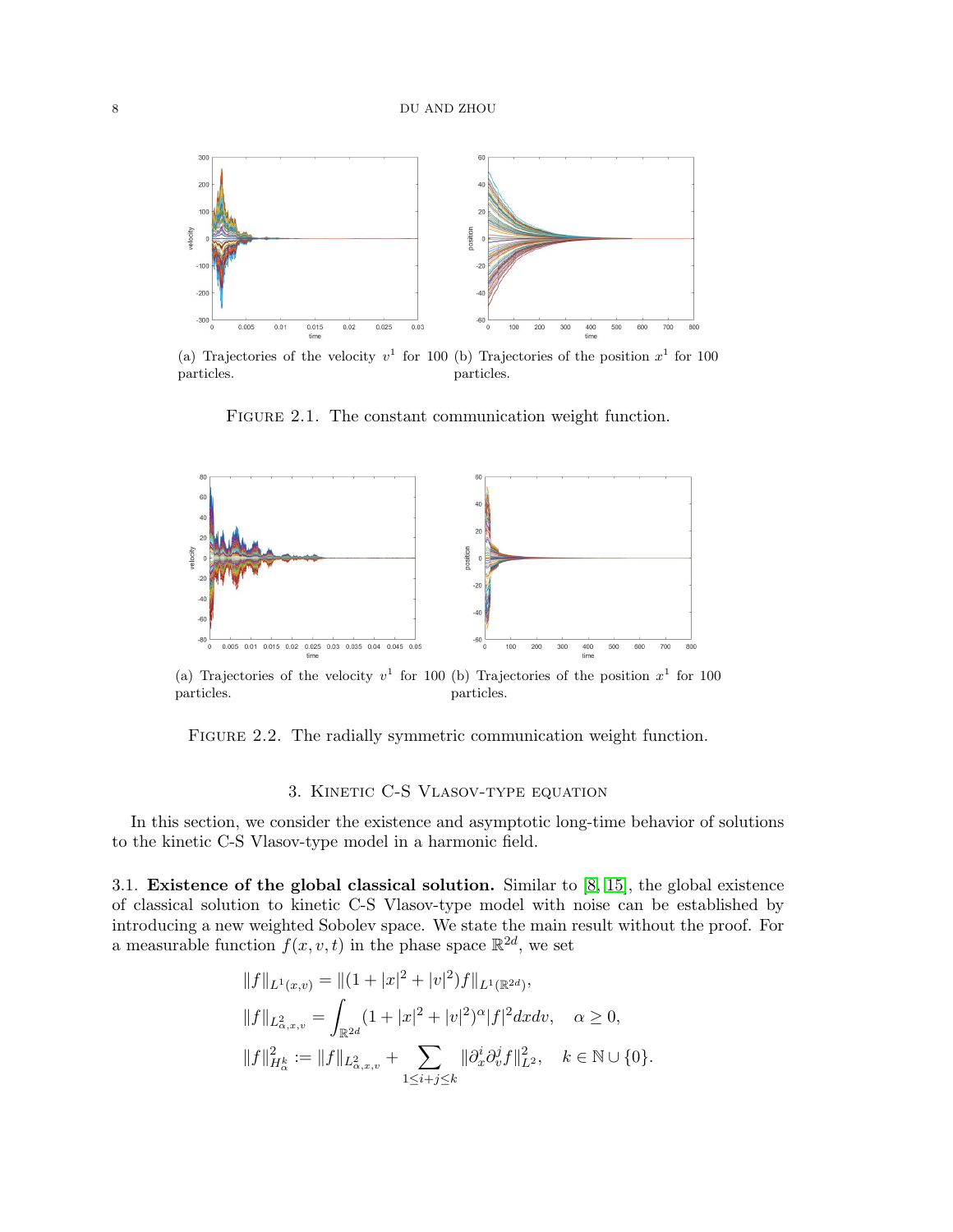(a) Trajectories of the velocity $v^1$ for 100 particles.

(b) Trajectories of the position $x^1$ for 100 particles.

Figure 2.1. The constant communication weight function.

(a) Trajectories of the velocity $v^1$ for 100 particles.

(b) Trajectories of the position $x^1$ for 100 particles.

Figure 2.2. The radially symmetric communication weight function.

## 3. Kinetic C-S Vlasov-type equation

In this section, we consider the existence and asymptotic long-time behavior of solutions to the kinetic C-S Vlasov-type model in a harmonic field.

**3.1. Existence of the global classical solution.** Similar to [8, 15], the global existence of classical solution to kinetic C-S Vlasov-type model with noise can be established by introducing a new weighted Sobolev space. We state the main result without the proof. For a measurable function $f(x, v, t)$ in the phase space $\mathbb{R}^{2d}$, we set

$$
\begin{aligned}
&\|f\|_{L^1(x,v)} = \|(1 + |x|^2 + |v|^2)f\|_{L^1(\mathbb{R}^{2d})},\\
&\|f\|_{L^2_{\alpha,x,v}} = \int_{\mathbb{R}^{2d}} (1 + |x|^2 + |v|^2)^{\alpha}|f|^2 dx dv, \quad \alpha \geq 0,\\
&\|f\|^2_{H^k_\alpha} := \|f\|_{L^2_{\alpha,x,v}} + \sum_{1\leq i+j\leq k} \|\partial^i_x \partial^j_v f\|^2_{L^2}, \quad k \in \mathbb{N} \cup \{0\}.
\end{aligned}
$$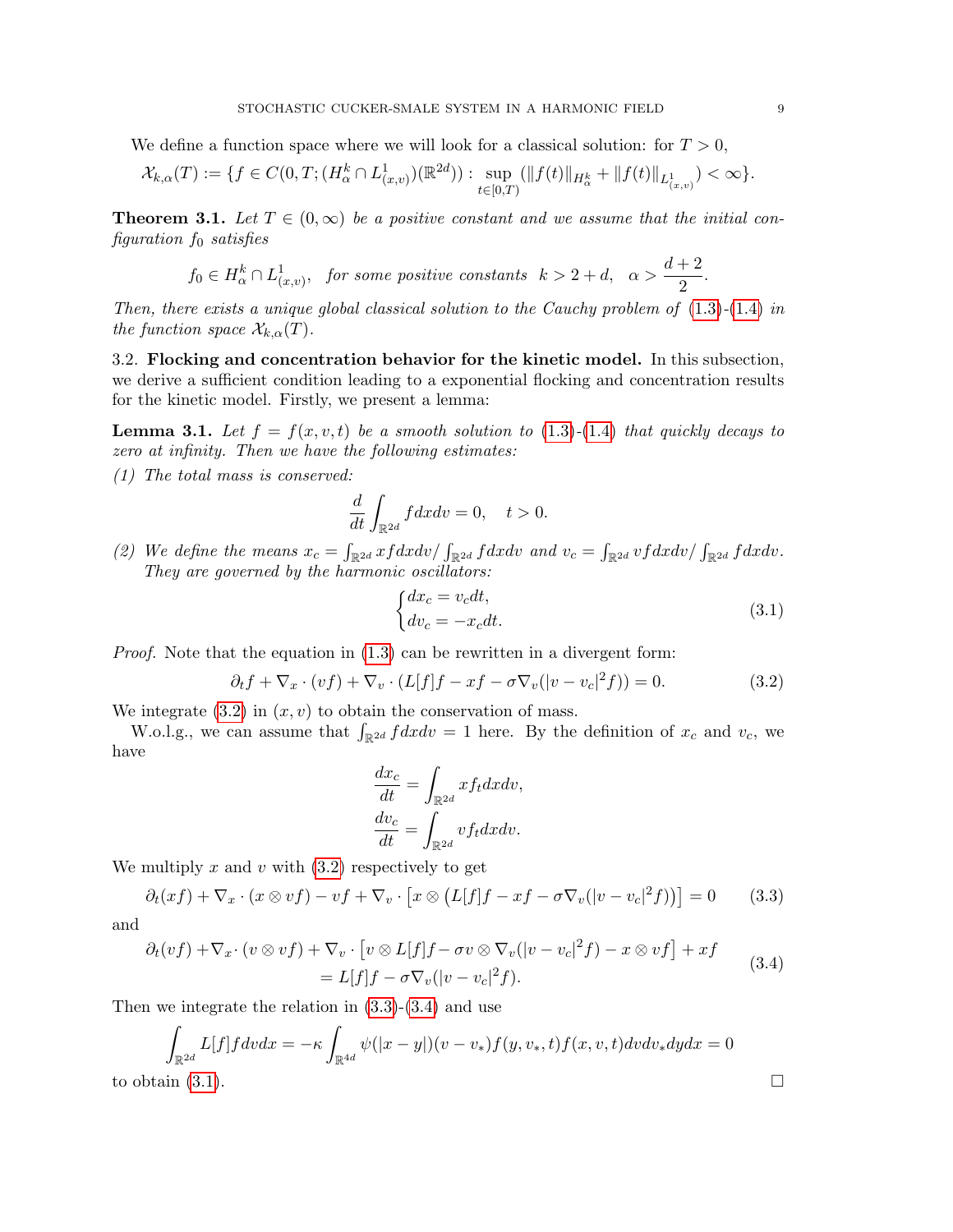We define a function space where we will look for a classical solution: for $T > 0$,

$$\mathcal{X}_{k,\alpha}(T) := \{f \in C(0,T;(H^k_\alpha \cap L^1_{(x,v)})(\mathbb{R}^{2d})) : \sup_{t\in[0,T)} (\|f(t)\|_{H^k_\alpha} + \|f(t)\|_{L^1_{(x,v)}}) < \infty\}.$$

**Theorem 3.1.** *Let $T \in (0,\infty)$ be a positive constant and we assume that the initial configuration $f_0$ satisfies*

$$f_0 \in H^k_\alpha \cap L^1_{(x,v)}, \quad \textit{for some positive constants} \quad k > 2 + d, \quad \alpha > \frac{d+2}{2}.$$

*Then, there exists a unique global classical solution to the Cauchy problem of (1.3)-(1.4) in the function space $\mathcal{X}_{k,\alpha}(T)$.*

3.2. **Flocking and concentration behavior for the kinetic model.** In this subsection, we derive a sufficient condition leading to a exponential flocking and concentration results for the kinetic model. Firstly, we present a lemma:

**Lemma 3.1.** *Let $f = f(x,v,t)$ be a smooth solution to (1.3)-(1.4) that quickly decays to zero at infinity. Then we have the following estimates:*

*(1) The total mass is conserved:*

$$\frac{d}{dt}\int_{\mathbb{R}^{2d}} f dx dv = 0, \quad t > 0.$$

*(2) We define the means $x_c = \int_{\mathbb{R}^{2d}} x f dx dv / \int_{\mathbb{R}^{2d}} f dx dv$ and $v_c = \int_{\mathbb{R}^{2d}} v f dx dv / \int_{\mathbb{R}^{2d}} f dx dv$. They are governed by the harmonic oscillators:*

$$\begin{cases} dx_c = v_c dt, \\ dv_c = -x_c dt. \end{cases} \tag{3.1}$$

*Proof.* Note that the equation in (1.3) can be rewritten in a divergent form:

$$\partial_t f + \nabla_x \cdot (vf) + \nabla_v \cdot (L[f]f - xf - \sigma \nabla_v(|v - v_c|^2 f)) = 0. \tag{3.2}$$

We integrate (3.2) in $(x,v)$ to obtain the conservation of mass.

W.o.l.g., we can assume that $\int_{\mathbb{R}^{2d}} f dx dv = 1$ here. By the definition of $x_c$ and $v_c$, we have

$$\frac{dx_c}{dt} = \int_{\mathbb{R}^{2d}} x f_t dx dv,$$
$$\frac{dv_c}{dt} = \int_{\mathbb{R}^{2d}} v f_t dx dv.$$

We multiply $x$ and $v$ with (3.2) respectively to get

$$\partial_t(xf) + \nabla_x \cdot (x \otimes vf) - vf + \nabla_v \cdot \left[x \otimes \left(L[f]f - xf - \sigma \nabla_v(|v - v_c|^2 f)\right)\right] = 0 \tag{3.3}$$

and

$$\begin{aligned} \partial_t(vf) + \nabla_x \cdot (v \otimes vf) + \nabla_v \cdot \left[v \otimes L[f]f - \sigma v \otimes \nabla_v(|v - v_c|^2 f) - x \otimes vf\right] + xf \\ = L[f]f - \sigma \nabla_v(|v - v_c|^2 f). \end{aligned} \tag{3.4}$$

Then we integrate the relation in (3.3)-(3.4) and use

$$\int_{\mathbb{R}^{2d}} L[f] f dv dx = -\kappa \int_{\mathbb{R}^{4d}} \psi(|x - y|)(v - v_*) f(y, v_*, t) f(x, v, t) dv dv_* dy dx = 0$$

to obtain (3.1). $\square$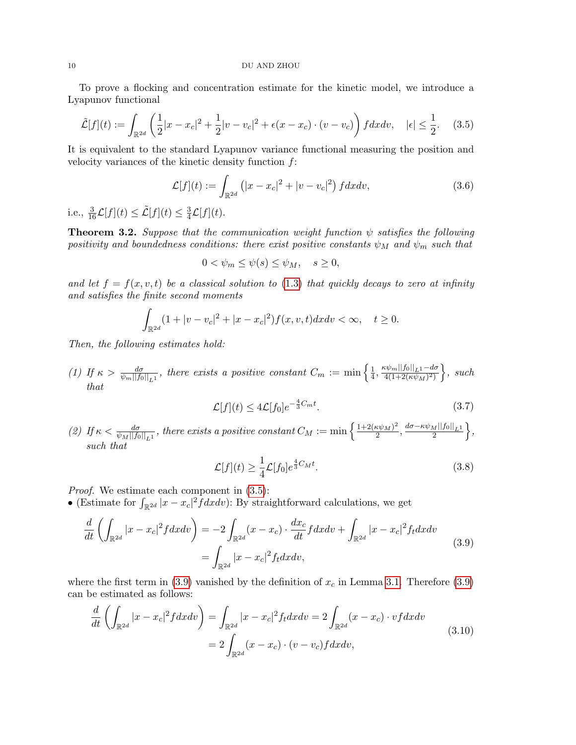To prove a flocking and concentration estimate for the kinetic model, we introduce a Lyapunov functional

$$
\tilde{\mathcal{L}}[f](t) := \int_{\mathbb{R}^{2d}} \left( \frac{1}{2}|x - x_c|^2 + \frac{1}{2}|v - v_c|^2 + \epsilon (x - x_c) \cdot (v - v_c) \right) f dx dv, \quad |\epsilon| \leq \frac{1}{2}. \tag{3.5}
$$

It is equivalent to the standard Lyapunov variance functional measuring the position and velocity variances of the kinetic density function $f$:

$$
\mathcal{L}[f](t) := \int_{\mathbb{R}^{2d}} \left( |x - x_c|^2 + |v - v_c|^2 \right) f dx dv, \tag{3.6}
$$

i.e., $\frac{3}{16}\mathcal{L}[f](t) \leq \tilde{\mathcal{L}}[f](t) \leq \frac{3}{4}\mathcal{L}[f](t)$.

**Theorem 3.2.** *Suppose that the communication weight function $\psi$ satisfies the following positivity and boundedness conditions: there exist positive constants $\psi_M$ and $\psi_m$ such that*

$$
0 < \psi_m \leq \psi(s) \leq \psi_M, \quad s \geq 0,
$$

*and let $f = f(x, v, t)$ be a classical solution to (1.3) that quickly decays to zero at infinity and satisfies the finite second moments*

$$
\int_{\mathbb{R}^{2d}} (1 + |v - v_c|^2 + |x - x_c|^2) f(x, v, t) dx dv < \infty, \quad t \geq 0.
$$

*Then, the following estimates hold:*

*(1) If $\kappa > \frac{d\sigma}{\psi_m ||f_0||_{L^1}}$, there exists a positive constant $C_m := \min\left\{\frac{1}{4}, \frac{\kappa\psi_m ||f_0||_{L^1} - d\sigma}{4(1+2(\kappa\psi_M)^2)}\right\}$, such that*

$$
\mathcal{L}[f](t) \leq 4\mathcal{L}[f_0]e^{-\frac{4}{3}C_m t}. \tag{3.7}
$$

*(2) If $\kappa < \frac{d\sigma}{\psi_M ||f_0||_{L^1}}$, there exists a positive constant $C_M := \min\left\{\frac{1+2(\kappa\psi_M)^2}{2}, \frac{d\sigma - \kappa\psi_M ||f_0||_{L^1}}{2}\right\}$, such that*

$$
\mathcal{L}[f](t) \geq \frac{1}{4}\mathcal{L}[f_0]e^{\frac{4}{3}C_M t}. \tag{3.8}
$$

*Proof.* We estimate each component in (3.5):

• (Estimate for $\int_{\mathbb{R}^{2d}} |x - x_c|^2 f dx dv$): By straightforward calculations, we get

$$
\begin{aligned}
\frac{d}{dt}\left( \int_{\mathbb{R}^{2d}} |x - x_c|^2 f dx dv \right) &= -2\int_{\mathbb{R}^{2d}} (x - x_c) \cdot \frac{dx_c}{dt} f dx dv + \int_{\mathbb{R}^{2d}} |x - x_c|^2 f_t dx dv \\
&= \int_{\mathbb{R}^{2d}} |x - x_c|^2 f_t dx dv,
\end{aligned} \tag{3.9}
$$

where the first term in (3.9) vanished by the definition of $x_c$ in Lemma 3.1. Therefore (3.9) can be estimated as follows:

$$
\begin{aligned}
\frac{d}{dt}\left( \int_{\mathbb{R}^{2d}} |x - x_c|^2 f dx dv \right) &= \int_{\mathbb{R}^{2d}} |x - x_c|^2 f_t dx dv = 2\int_{\mathbb{R}^{2d}} (x - x_c) \cdot v f dx dv \\
&= 2\int_{\mathbb{R}^{2d}} (x - x_c) \cdot (v - v_c) f dx dv,
\end{aligned} \tag{3.10}
$$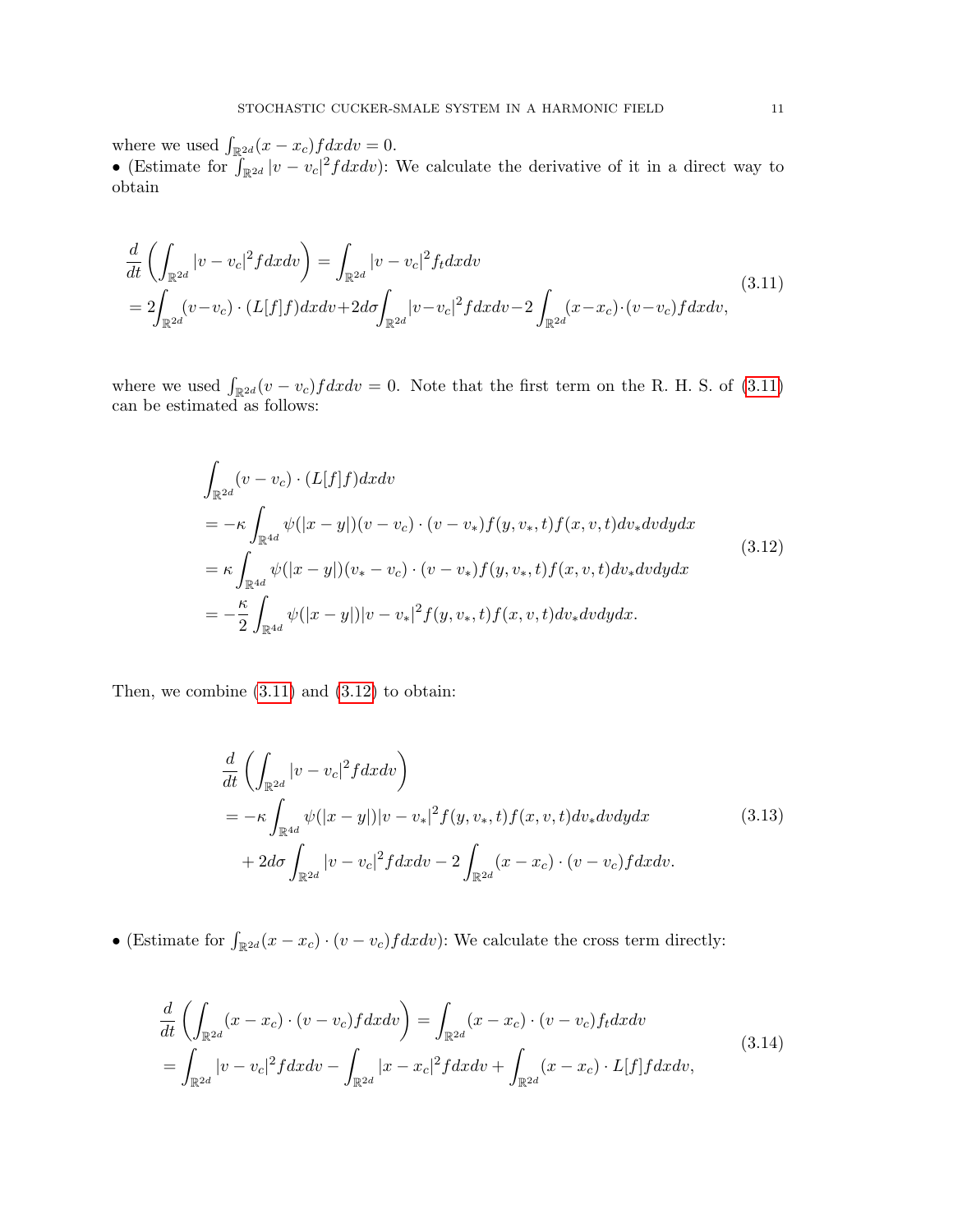where we used $\int_{\mathbb{R}^{2d}}(x-x_c)fdxdv = 0$.

• (Estimate for $\int_{\mathbb{R}^{2d}}|v-v_c|^2 fdxdv$): We calculate the derivative of it in a direct way to obtain

$$
\begin{aligned}
&\frac{d}{dt}\left(\int_{\mathbb{R}^{2d}}|v-v_c|^2 fdxdv\right) = \int_{\mathbb{R}^{2d}}|v-v_c|^2 f_t dxdv \\
&= 2\int_{\mathbb{R}^{2d}}(v-v_c)\cdot(L[f]f)dxdv + 2d\sigma\int_{\mathbb{R}^{2d}}|v-v_c|^2 fdxdv - 2\int_{\mathbb{R}^{2d}}(x-x_c)\cdot(v-v_c)fdxdv,
\end{aligned}
\tag{3.11}
$$

where we used $\int_{\mathbb{R}^{2d}}(v-v_c)fdxdv = 0$. Note that the first term on the R. H. S. of (3.11) can be estimated as follows:

$$
\begin{aligned}
&\int_{\mathbb{R}^{2d}}(v-v_c)\cdot(L[f]f)dxdv \\
&= -\kappa\int_{\mathbb{R}^{4d}}\psi(|x-y|)(v-v_c)\cdot(v-v_*)f(y,v_*,t)f(x,v,t)dv_*dvdydx \\
&= \kappa\int_{\mathbb{R}^{4d}}\psi(|x-y|)(v_*-v_c)\cdot(v-v_*)f(y,v_*,t)f(x,v,t)dv_*dvdydx \\
&= -\frac{\kappa}{2}\int_{\mathbb{R}^{4d}}\psi(|x-y|)|v-v_*|^2 f(y,v_*,t)f(x,v,t)dv_*dvdydx.
\end{aligned}
\tag{3.12}
$$

Then, we combine (3.11) and (3.12) to obtain:

$$
\begin{aligned}
&\frac{d}{dt}\left(\int_{\mathbb{R}^{2d}}|v-v_c|^2 fdxdv\right) \\
&= -\kappa\int_{\mathbb{R}^{4d}}\psi(|x-y|)|v-v_*|^2 f(y,v_*,t)f(x,v,t)dv_*dvdydx \\
&\quad + 2d\sigma\int_{\mathbb{R}^{2d}}|v-v_c|^2 fdxdv - 2\int_{\mathbb{R}^{2d}}(x-x_c)\cdot(v-v_c)fdxdv.
\end{aligned}
\tag{3.13}
$$

• (Estimate for $\int_{\mathbb{R}^{2d}}(x-x_c)\cdot(v-v_c)fdxdv$): We calculate the cross term directly:

$$
\begin{aligned}
&\frac{d}{dt}\left(\int_{\mathbb{R}^{2d}}(x-x_c)\cdot(v-v_c)fdxdv\right) = \int_{\mathbb{R}^{2d}}(x-x_c)\cdot(v-v_c)f_t dxdv \\
&= \int_{\mathbb{R}^{2d}}|v-v_c|^2 fdxdv - \int_{\mathbb{R}^{2d}}|x-x_c|^2 fdxdv + \int_{\mathbb{R}^{2d}}(x-x_c)\cdot L[f]fdxdv,
\end{aligned}
\tag{3.14}
$$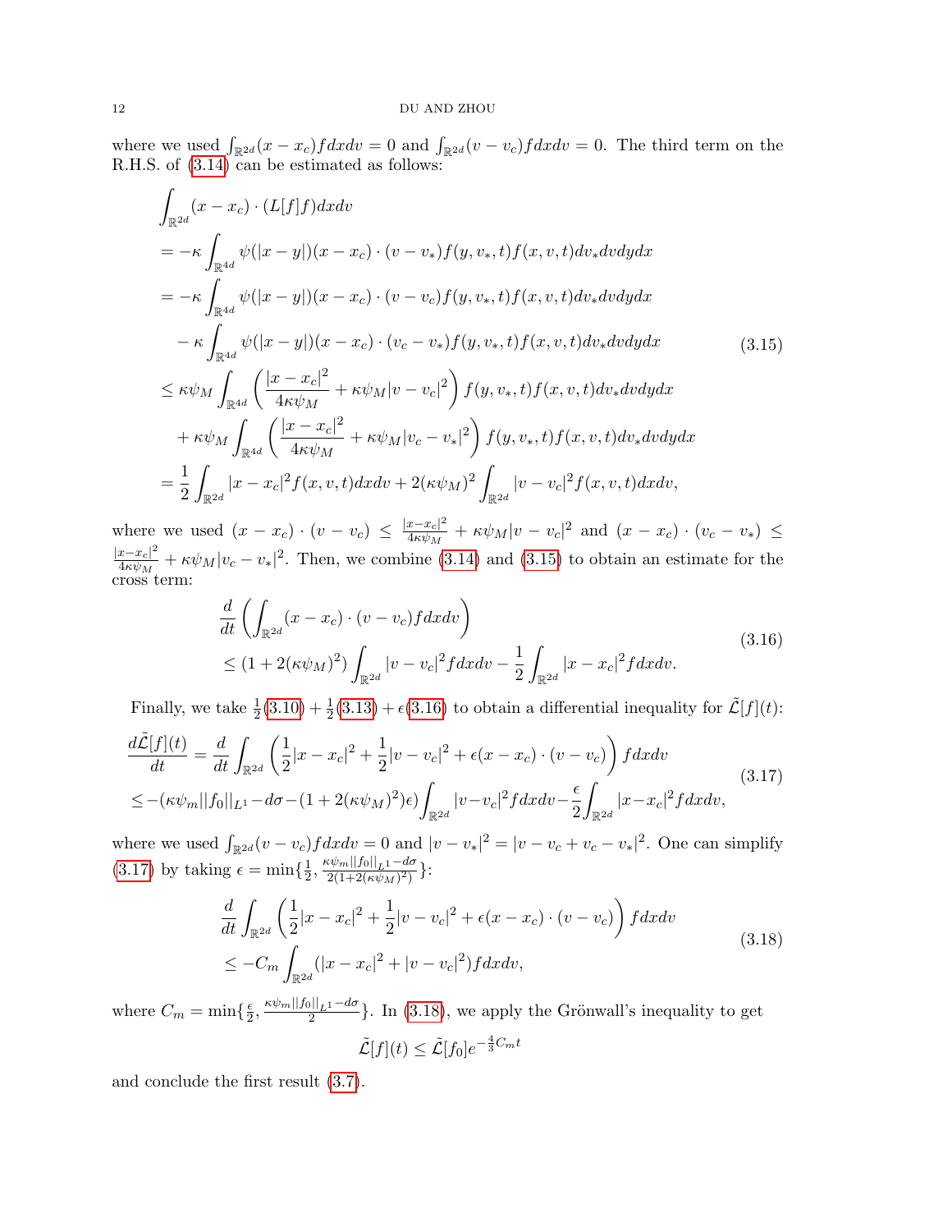where we used $\int_{\mathbb{R}^{2d}}(x-x_c)fdxdv = 0$ and $\int_{\mathbb{R}^{2d}}(v-v_c)fdxdv = 0$. The third term on the R.H.S. of (3.14) can be estimated as follows:

$$
\begin{aligned}
&\int_{\mathbb{R}^{2d}}(x-x_c)\cdot(L[f]f)dxdv \\
&= -\kappa\int_{\mathbb{R}^{4d}}\psi(|x-y|)(x-x_c)\cdot(v-v_*)f(y,v_*,t)f(x,v,t)dv_*dvdydx \\
&= -\kappa\int_{\mathbb{R}^{4d}}\psi(|x-y|)(x-x_c)\cdot(v-v_c)f(y,v_*,t)f(x,v,t)dv_*dvdydx \\
&\quad -\kappa\int_{\mathbb{R}^{4d}}\psi(|x-y|)(x-x_c)\cdot(v_c-v_*)f(y,v_*,t)f(x,v,t)dv_*dvdydx \\
&\le \kappa\psi_M\int_{\mathbb{R}^{4d}}\left(\frac{|x-x_c|^2}{4\kappa\psi_M}+\kappa\psi_M|v-v_c|^2\right)f(y,v_*,t)f(x,v,t)dv_*dvdydx \\
&\quad +\kappa\psi_M\int_{\mathbb{R}^{4d}}\left(\frac{|x-x_c|^2}{4\kappa\psi_M}+\kappa\psi_M|v_c-v_*|^2\right)f(y,v_*,t)f(x,v,t)dv_*dvdydx \\
&= \frac{1}{2}\int_{\mathbb{R}^{2d}}|x-x_c|^2f(x,v,t)dxdv + 2(\kappa\psi_M)^2\int_{\mathbb{R}^{2d}}|v-v_c|^2f(x,v,t)dxdv,
\end{aligned}
\tag{3.15}
$$

where we used $(x-x_c)\cdot(v-v_c) \le \frac{|x-x_c|^2}{4\kappa\psi_M}+\kappa\psi_M|v-v_c|^2$ and $(x-x_c)\cdot(v_c-v_*) \le \frac{|x-x_c|^2}{4\kappa\psi_M}+\kappa\psi_M|v_c-v_*|^2$. Then, we combine (3.14) and (3.15) to obtain an estimate for the cross term:

$$
\begin{aligned}
&\frac{d}{dt}\left(\int_{\mathbb{R}^{2d}}(x-x_c)\cdot(v-v_c)fdxdv\right) \\
&\le (1+2(\kappa\psi_M)^2)\int_{\mathbb{R}^{2d}}|v-v_c|^2fdxdv - \frac{1}{2}\int_{\mathbb{R}^{2d}}|x-x_c|^2fdxdv.
\end{aligned}
\tag{3.16}
$$

Finally, we take $\frac{1}{2}$(3.10) $+\frac{1}{2}$(3.13) $+\epsilon$(3.16) to obtain a differential inequality for $\tilde{\mathcal{L}}[f](t)$:

$$
\begin{aligned}
\frac{d\tilde{\mathcal{L}}[f](t)}{dt} &= \frac{d}{dt}\int_{\mathbb{R}^{2d}}\left(\frac{1}{2}|x-x_c|^2+\frac{1}{2}|v-v_c|^2+\epsilon(x-x_c)\cdot(v-v_c)\right)fdxdv \\
&\le -(\kappa\psi_m||f_0||_{L^1}-d\sigma-(1+2(\kappa\psi_M)^2)\epsilon)\int_{\mathbb{R}^{2d}}|v-v_c|^2fdxdv - \frac{\epsilon}{2}\int_{\mathbb{R}^{2d}}|x-x_c|^2fdxdv,
\end{aligned}
\tag{3.17}
$$

where we used $\int_{\mathbb{R}^{2d}}(v-v_c)fdxdv = 0$ and $|v-v_*|^2 = |v-v_c+v_c-v_*|^2$. One can simplify (3.17) by taking $\epsilon = \min\{\frac{1}{2}, \frac{\kappa\psi_m||f_0||_{L^1}-d\sigma}{2(1+2(\kappa\psi_M)^2)}\}$:

$$
\begin{aligned}
&\frac{d}{dt}\int_{\mathbb{R}^{2d}}\left(\frac{1}{2}|x-x_c|^2+\frac{1}{2}|v-v_c|^2+\epsilon(x-x_c)\cdot(v-v_c)\right)fdxdv \\
&\le -C_m\int_{\mathbb{R}^{2d}}(|x-x_c|^2+|v-v_c|^2)fdxdv,
\end{aligned}
\tag{3.18}
$$

where $C_m = \min\{\frac{\epsilon}{2}, \frac{\kappa\psi_m||f_0||_{L^1}-d\sigma}{2}\}$. In (3.18), we apply the Grönwall's inequality to get

$$
\tilde{\mathcal{L}}[f](t) \le \tilde{\mathcal{L}}[f_0]e^{-\frac{4}{3}C_m t}
$$

and conclude the first result (3.7).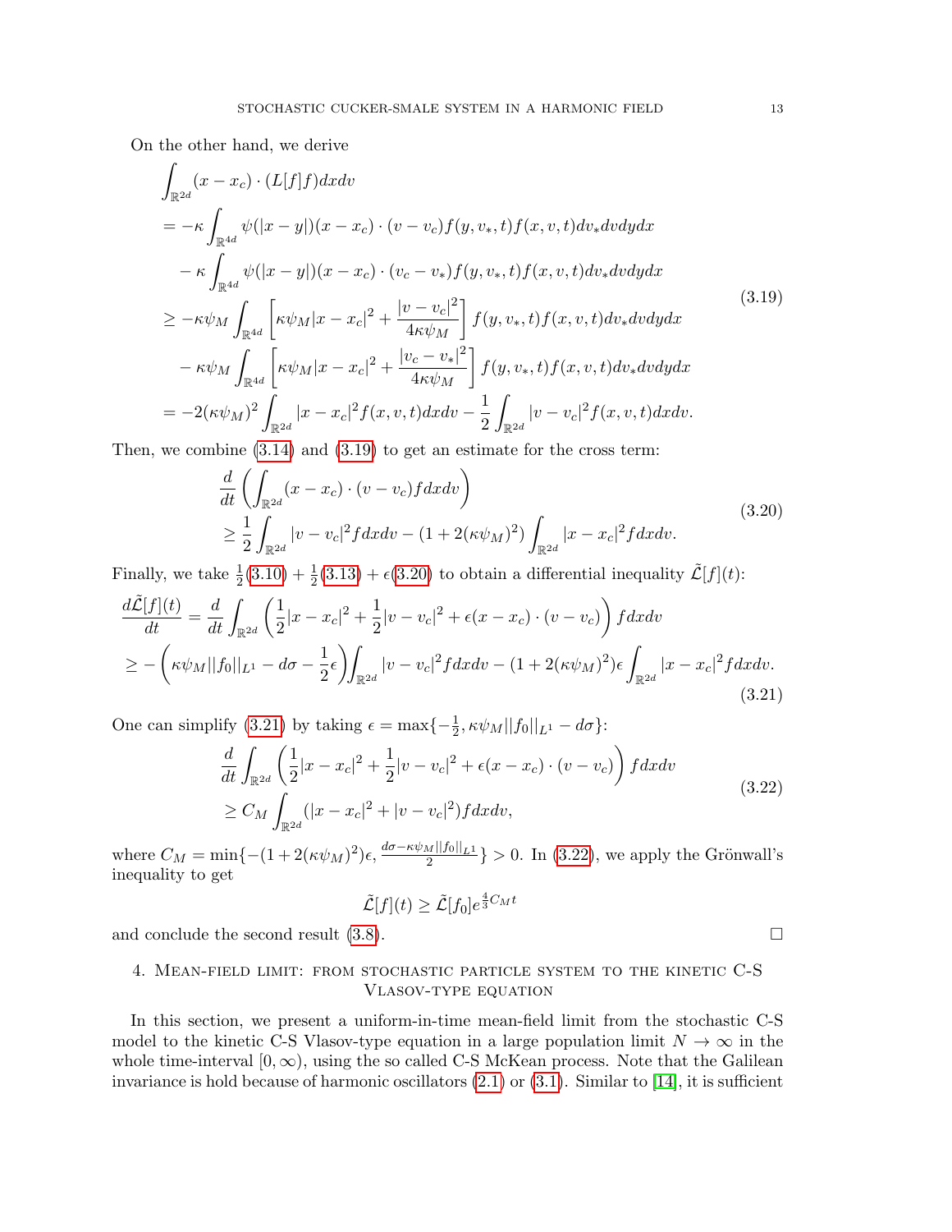On the other hand, we derive

$$
\begin{aligned}
&\int_{\mathbb{R}^{2d}} (x - x_c) \cdot (L[f]f) dxdv \\
&= -\kappa \int_{\mathbb{R}^{4d}} \psi(|x-y|)(x-x_c)\cdot(v-v_c) f(y,v_*,t)f(x,v,t)dv_*dvdydx \\
&\quad - \kappa \int_{\mathbb{R}^{4d}} \psi(|x-y|)(x-x_c)\cdot(v_c-v_*) f(y,v_*,t)f(x,v,t)dv_*dvdydx \\
&\geq -\kappa\psi_M \int_{\mathbb{R}^{4d}} \left[\kappa\psi_M|x-x_c|^2 + \frac{|v-v_c|^2}{4\kappa\psi_M}\right] f(y,v_*,t)f(x,v,t)dv_*dvdydx \\
&\quad - \kappa\psi_M \int_{\mathbb{R}^{4d}} \left[\kappa\psi_M|x-x_c|^2 + \frac{|v_c-v_*|^2}{4\kappa\psi_M}\right] f(y,v_*,t)f(x,v,t)dv_*dvdydx \\
&= -2(\kappa\psi_M)^2 \int_{\mathbb{R}^{2d}} |x-x_c|^2 f(x,v,t)dxdv - \frac{1}{2}\int_{\mathbb{R}^{2d}} |v-v_c|^2 f(x,v,t)dxdv.
\end{aligned}
\tag{3.19}
$$

Then, we combine (3.14) and (3.19) to get an estimate for the cross term:

$$
\begin{aligned}
&\frac{d}{dt}\left(\int_{\mathbb{R}^{2d}} (x-x_c)\cdot(v-v_c) f dxdv\right) \\
&\geq \frac{1}{2}\int_{\mathbb{R}^{2d}} |v-v_c|^2 f dxdv - (1+2(\kappa\psi_M)^2)\int_{\mathbb{R}^{2d}} |x-x_c|^2 f dxdv.
\end{aligned}
\tag{3.20}
$$

Finally, we take $\frac{1}{2}$(3.10) + $\frac{1}{2}$(3.13) + $\epsilon$(3.20) to obtain a differential inequality $\tilde{\mathcal{L}}[f](t)$:

$$
\begin{aligned}
\frac{d\tilde{\mathcal{L}}[f](t)}{dt} &= \frac{d}{dt}\int_{\mathbb{R}^{2d}} \left(\frac{1}{2}|x-x_c|^2 + \frac{1}{2}|v-v_c|^2 + \epsilon(x-x_c)\cdot(v-v_c)\right) f dxdv \\
&\geq -\left(\kappa\psi_M||f_0||_{L^1} - d\sigma - \frac{1}{2}\epsilon\right)\int_{\mathbb{R}^{2d}} |v-v_c|^2 f dxdv - (1+2(\kappa\psi_M)^2)\epsilon\int_{\mathbb{R}^{2d}} |x-x_c|^2 f dxdv.
\end{aligned}
\tag{3.21}
$$

One can simplify (3.21) by taking $\epsilon = \max\{-\frac{1}{2}, \kappa\psi_M||f_0||_{L^1} - d\sigma\}$:

$$
\begin{aligned}
&\frac{d}{dt}\int_{\mathbb{R}^{2d}} \left(\frac{1}{2}|x-x_c|^2 + \frac{1}{2}|v-v_c|^2 + \epsilon(x-x_c)\cdot(v-v_c)\right) f dxdv \\
&\geq C_M \int_{\mathbb{R}^{2d}} (|x-x_c|^2 + |v-v_c|^2) f dxdv,
\end{aligned}
\tag{3.22}
$$

where $C_M = \min\{-(1+2(\kappa\psi_M)^2)\epsilon, \frac{d\sigma - \kappa\psi_M||f_0||_{L^1}}{2}\} > 0$. In (3.22), we apply the Grönwall's inequality to get

$$
\tilde{\mathcal{L}}[f](t) \geq \tilde{\mathcal{L}}[f_0]e^{\frac{4}{3}C_M t}
$$

and conclude the second result (3.8). □

## 4. Mean-field limit: from stochastic particle system to the kinetic C-S Vlasov-type equation

In this section, we present a uniform-in-time mean-field limit from the stochastic C-S model to the kinetic C-S Vlasov-type equation in a large population limit $N \to \infty$ in the whole time-interval $[0, \infty)$, using the so called C-S McKean process. Note that the Galilean invariance is hold because of harmonic oscillators (2.1) or (3.1). Similar to [14], it is sufficient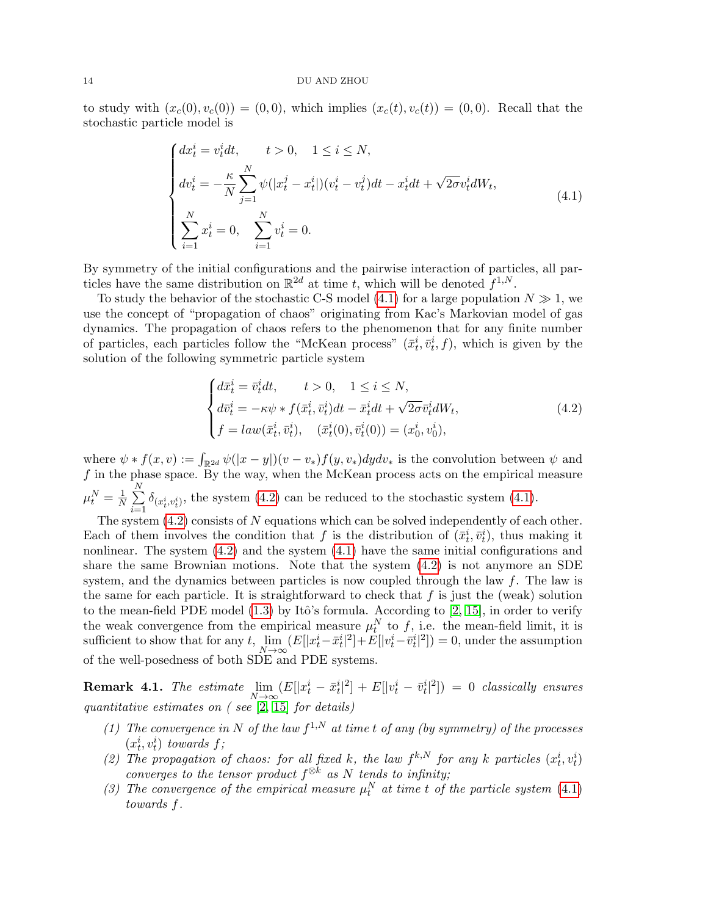to study with $(x_c(0), v_c(0)) = (0, 0)$, which implies $(x_c(t), v_c(t)) = (0, 0)$. Recall that the stochastic particle model is

$$
\begin{cases}
dx_t^i = v_t^i dt, \qquad t > 0, \quad 1 \le i \le N, \\
dv_t^i = -\dfrac{\kappa}{N} \displaystyle\sum_{j=1}^{N} \psi(|x_t^j - x_t^i|)(v_t^i - v_t^j)dt - x_t^i dt + \sqrt{2\sigma} v_t^i dW_t, \\
\displaystyle\sum_{i=1}^{N} x_t^i = 0, \quad \sum_{i=1}^{N} v_t^i = 0.
\end{cases}
\tag{4.1}
$$

By symmetry of the initial configurations and the pairwise interaction of particles, all particles have the same distribution on $\mathbb{R}^{2d}$ at time $t$, which will be denoted $f^{1,N}$.

To study the behavior of the stochastic C-S model (4.1) for a large population $N \gg 1$, we use the concept of "propagation of chaos" originating from Kac's Markovian model of gas dynamics. The propagation of chaos refers to the phenomenon that for any finite number of particles, each particles follow the "McKean process" $(\bar{x}_t^i, \bar{v}_t^i, f)$, which is given by the solution of the following symmetric particle system

$$
\begin{cases}
d\bar{x}_t^i = \bar{v}_t^i dt, \qquad t > 0, \quad 1 \le i \le N, \\
d\bar{v}_t^i = -\kappa \psi * f(\bar{x}_t^i, \bar{v}_t^i)dt - \bar{x}_t^i dt + \sqrt{2\sigma} \bar{v}_t^i dW_t, \\
f = law(\bar{x}_t^i, \bar{v}_t^i), \quad (\bar{x}_t^i(0), \bar{v}_t^i(0)) = (x_0^i, v_0^i),
\end{cases}
\tag{4.2}
$$

where $\psi * f(x, v) := \int_{\mathbb{R}^{2d}} \psi(|x - y|)(v - v_*)f(y, v_*)dydv_*$ is the convolution between $\psi$ and $f$ in the phase space. By the way, when the McKean process acts on the empirical measure $\mu_t^N = \frac{1}{N}\sum_{i=1}^{N} \delta_{(x_t^i, v_t^i)}$, the system (4.2) can be reduced to the stochastic system (4.1).

The system (4.2) consists of $N$ equations which can be solved independently of each other. Each of them involves the condition that $f$ is the distribution of $(\bar{x}_t^i, \bar{v}_t^i)$, thus making it nonlinear. The system (4.2) and the system (4.1) have the same initial configurations and share the same Brownian motions. Note that the system (4.2) is not anymore an SDE system, and the dynamics between particles is now coupled through the law $f$. The law is the same for each particle. It is straightforward to check that $f$ is just the (weak) solution to the mean-field PDE model (1.3) by Itô's formula. According to [2, 15], in order to verify the weak convergence from the empirical measure $\mu_t^N$ to $f$, i.e. the mean-field limit, it is sufficient to show that for any $t$, $\lim_{N\to\infty}(E[|x_t^i - \bar{x}_t^i|^2] + E[|v_t^i - \bar{v}_t^i|^2]) = 0$, under the assumption of the well-posedness of both SDE and PDE systems.

**Remark 4.1.** *The estimate* $\lim_{N\to\infty}(E[|x_t^i - \bar{x}_t^i|^2] + E[|v_t^i - \bar{v}_t^i|^2]) = 0$ *classically ensures quantitative estimates on ( see [2, 15] for details)*

1. *The convergence in $N$ of the law $f^{1,N}$ at time $t$ of any (by symmetry) of the processes $(x_t^i, v_t^i)$ towards $f$;*
2. *The propagation of chaos: for all fixed $k$, the law $f^{k,N}$ for any $k$ particles $(x_t^i, v_t^i)$ converges to the tensor product $f^{\otimes k}$ as $N$ tends to infinity;*
3. *The convergence of the empirical measure $\mu_t^N$ at time $t$ of the particle system (4.1) towards $f$.*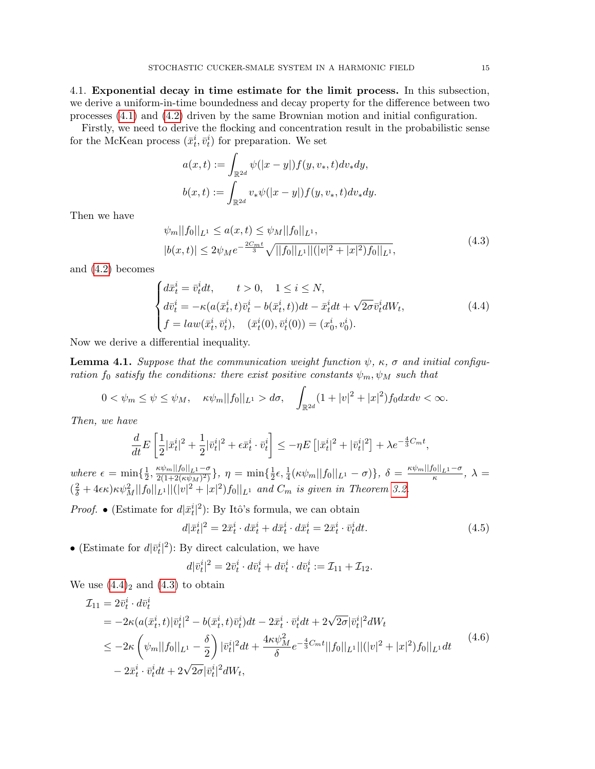4.1. **Exponential decay in time estimate for the limit process.** In this subsection, we derive a uniform-in-time boundedness and decay property for the difference between two processes (4.1) and (4.2) driven by the same Brownian motion and initial configuration.

Firstly, we need to derive the flocking and concentration result in the probabilistic sense for the McKean process $(\bar{x}_t^i, \bar{v}_t^i)$ for preparation. We set

$$
\begin{aligned}
a(x,t) &:= \int_{\mathbb{R}^{2d}} \psi(|x-y|) f(y, v_*, t) dv_* dy, \\
b(x,t) &:= \int_{\mathbb{R}^{2d}} v_* \psi(|x-y|) f(y, v_*, t) dv_* dy.
\end{aligned}
$$

Then we have

$$
\begin{aligned}
&\psi_m ||f_0||_{L^1} \le a(x,t) \le \psi_M ||f_0||_{L^1}, \\
&|b(x,t)| \le 2\psi_M e^{-\frac{2C_m t}{3}} \sqrt{||f_0||_{L^1} ||(|v|^2 + |x|^2) f_0||_{L^1}},
\end{aligned}
\tag{4.3}
$$

and (4.2) becomes

$$
\begin{cases}
d\bar{x}_t^i = \bar{v}_t^i dt, \qquad t > 0, \quad 1 \le i \le N, \\
d\bar{v}_t^i = -\kappa (a(\bar{x}_t^i, t) \bar{v}_t^i - b(\bar{x}_t^i, t)) dt - \bar{x}_t^i dt + \sqrt{2\sigma} \bar{v}_t^i dW_t, \\
f = law(\bar{x}_t^i, \bar{v}_t^i), \quad (\bar{x}_t^i(0), \bar{v}_t^i(0)) = (x_0^i, v_0^i).
\end{cases}
\tag{4.4}
$$

Now we derive a differential inequality.

**Lemma 4.1.** *Suppose that the communication weight function $\psi$, $\kappa$, $\sigma$ and initial configuration $f_0$ satisfy the conditions: there exist positive constants $\psi_m, \psi_M$ such that*

$$
0 < \psi_m \le \psi \le \psi_M, \quad \kappa \psi_m ||f_0||_{L^1} > d\sigma, \quad \int_{\mathbb{R}^{2d}} (1 + |v|^2 + |x|^2) f_0 dx dv < \infty.
$$

*Then, we have*

$$
\frac{d}{dt} E\left[\frac{1}{2}|\bar{x}_t^i|^2 + \frac{1}{2}|\bar{v}_t^i|^2 + \epsilon \bar{x}_t^i \cdot \bar{v}_t^i\right] \le -\eta E\left[|\bar{x}_t^i|^2 + |\bar{v}_t^i|^2\right] + \lambda e^{-\frac{4}{3}C_m t},
$$

*where* $\epsilon = \min\{\frac{1}{2}, \frac{\kappa\psi_m ||f_0||_{L^1} - \sigma}{2(1 + 2(\kappa\psi_M)^2)}\}$, $\eta = \min\{\frac{1}{2}\epsilon, \frac{1}{4}(\kappa\psi_m ||f_0||_{L^1} - \sigma)\}$, $\delta = \frac{\kappa\psi_m ||f_0||_{L^1} - \sigma}{\kappa}$, $\lambda = (\frac{2}{\delta} + 4\epsilon\kappa)\kappa\psi_M^2 ||f_0||_{L^1} ||(|v|^2 + |x|^2) f_0||_{L^1}$ *and $C_m$ is given in Theorem 3.2.*

*Proof.* • (Estimate for $d|\bar{x}_t^i|^2$): By Itô's formula, we can obtain

$$
d|\bar{x}_t^i|^2 = 2\bar{x}_t^i \cdot d\bar{x}_t^i + d\bar{x}_t^i \cdot d\bar{x}_t^i = 2\bar{x}_t^i \cdot \bar{v}_t^i dt.
\tag{4.5}
$$

• (Estimate for $d|\bar{v}_t^i|^2$): By direct calculation, we have

$$
d|\bar{v}_t^i|^2 = 2\bar{v}_t^i \cdot d\bar{v}_t^i + d\bar{v}_t^i \cdot d\bar{v}_t^i := \mathcal{I}_{11} + \mathcal{I}_{12}.
$$

We use $(4.4)_2$ and (4.3) to obtain

$$
\begin{aligned}
\mathcal{I}_{11} &= 2\bar{v}_t^i \cdot d\bar{v}_t^i \\
&= -2\kappa (a(\bar{x}_t^i, t)|\bar{v}_t^i|^2 - b(\bar{x}_t^i, t)\bar{v}_t^i) dt - 2\bar{x}_t^i \cdot \bar{v}_t^i dt + 2\sqrt{2\sigma}|\bar{v}_t^i|^2 dW_t \\
&\le -2\kappa \left(\psi_m ||f_0||_{L^1} - \frac{\delta}{2}\right) |\bar{v}_t^i|^2 dt + \frac{4\kappa\psi_M^2}{\delta} e^{-\frac{4}{3}C_m t} ||f_0||_{L^1} ||(|v|^2 + |x|^2) f_0||_{L^1} dt \\
&\quad - 2\bar{x}_t^i \cdot \bar{v}_t^i dt + 2\sqrt{2\sigma}|\bar{v}_t^i|^2 dW_t,
\end{aligned}
\tag{4.6}
$$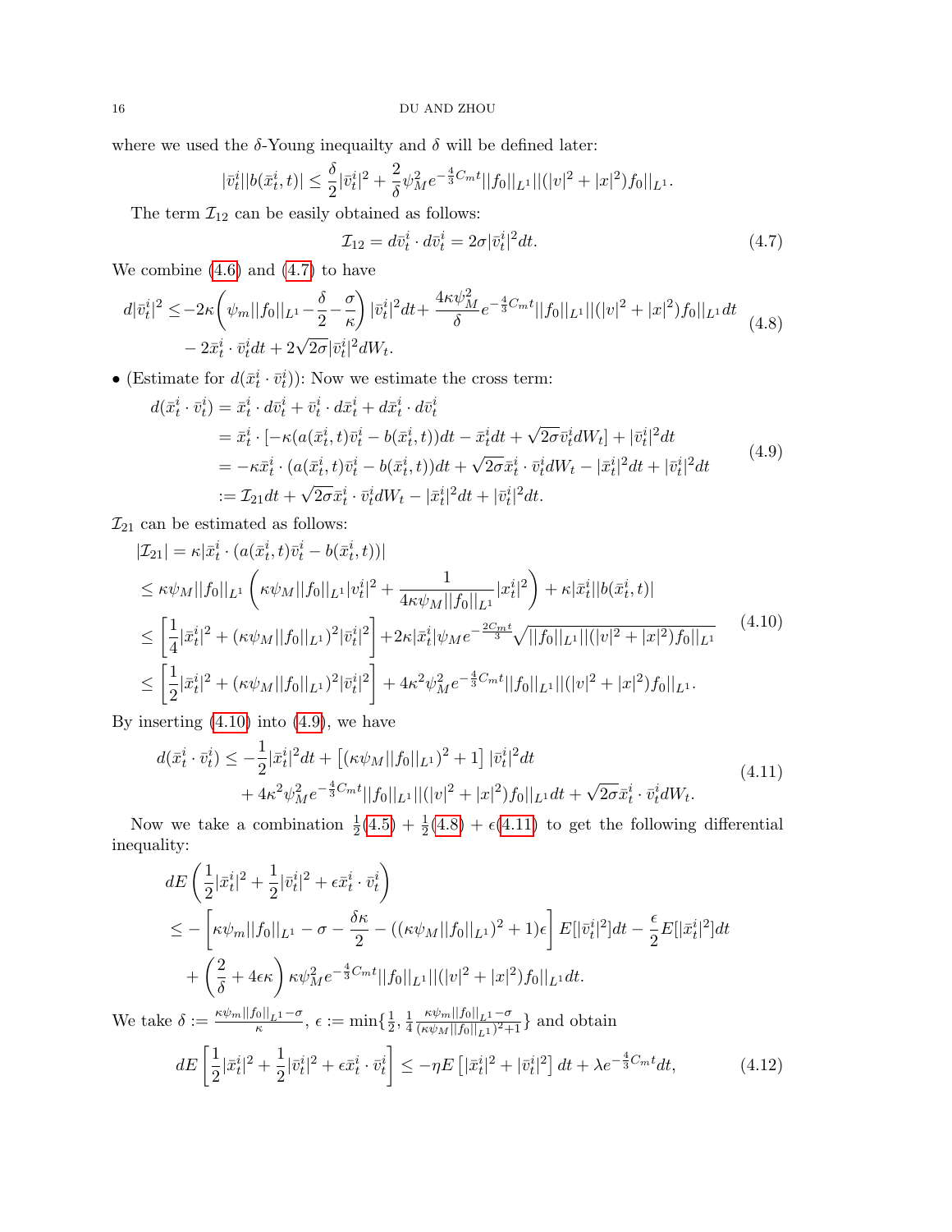where we used the $\delta$-Young inequailty and $\delta$ will be defined later:

$$|\bar{v}_t^i||b(\bar{x}_t^i,t)| \le \frac{\delta}{2}|\bar{v}_t^i|^2 + \frac{2}{\delta}\psi_M^2 e^{-\frac{4}{3}C_m t}||f_0||_{L^1}||(|v|^2+|x|^2)f_0||_{L^1}.$$

The term $\mathcal{I}_{12}$ can be easily obtained as follows:

$$\mathcal{I}_{12} = d\bar{v}_t^i \cdot d\bar{v}_t^i = 2\sigma|\bar{v}_t^i|^2 dt. \tag{4.7}$$

We combine (4.6) and (4.7) to have

$$\begin{aligned} d|\bar{v}_t^i|^2 \le & -2\kappa\left(\psi_m||f_0||_{L^1} - \frac{\delta}{2} - \frac{\sigma}{\kappa}\right)|\bar{v}_t^i|^2 dt + \frac{4\kappa\psi_M^2}{\delta}e^{-\frac{4}{3}C_m t}||f_0||_{L^1}||(|v|^2+|x|^2)f_0||_{L^1}dt \\ & - 2\bar{x}_t^i\cdot\bar{v}_t^i dt + 2\sqrt{2\sigma}|\bar{v}_t^i|^2 dW_t. \end{aligned} \tag{4.8}$$

- (Estimate for $d(\bar{x}_t^i\cdot\bar{v}_t^i)$): Now we estimate the cross term:

$$\begin{aligned} d(\bar{x}_t^i\cdot\bar{v}_t^i) &= \bar{x}_t^i\cdot d\bar{v}_t^i + \bar{v}_t^i\cdot d\bar{x}_t^i + d\bar{x}_t^i\cdot d\bar{v}_t^i \\ &= \bar{x}_t^i\cdot[-\kappa(a(\bar{x}_t^i,t)\bar{v}_t^i - b(\bar{x}_t^i,t))dt - \bar{x}_t^i dt + \sqrt{2\sigma}\bar{v}_t^i dW_t] + |\bar{v}_t^i|^2 dt \\ &= -\kappa\bar{x}_t^i\cdot(a(\bar{x}_t^i,t)\bar{v}_t^i - b(\bar{x}_t^i,t))dt + \sqrt{2\sigma}\bar{x}_t^i\cdot\bar{v}_t^i dW_t - |\bar{x}_t^i|^2 dt + |\bar{v}_t^i|^2 dt \\ &:= \mathcal{I}_{21}dt + \sqrt{2\sigma}\bar{x}_t^i\cdot\bar{v}_t^i dW_t - |\bar{x}_t^i|^2 dt + |\bar{v}_t^i|^2 dt. \end{aligned} \tag{4.9}$$

$\mathcal{I}_{21}$ can be estimated as follows:

$$\begin{aligned} |\mathcal{I}_{21}| &= \kappa|\bar{x}_t^i\cdot(a(\bar{x}_t^i,t)\bar{v}_t^i - b(\bar{x}_t^i,t))| \\ &\le \kappa\psi_M||f_0||_{L^1}\left(\kappa\psi_M||f_0||_{L^1}|v_t^i|^2 + \frac{1}{4\kappa\psi_M||f_0||_{L^1}}|x_t^i|^2\right) + \kappa|\bar{x}_t^i||b(\bar{x}_t^i,t)| \\ &\le \left[\frac{1}{4}|\bar{x}_t^i|^2 + (\kappa\psi_M||f_0||_{L^1})^2|\bar{v}_t^i|^2\right] + 2\kappa|\bar{x}_t^i|\psi_M e^{-\frac{2C_m t}{3}}\sqrt{||f_0||_{L^1}||(|v|^2+|x|^2)f_0||_{L^1}} \\ &\le \left[\frac{1}{2}|\bar{x}_t^i|^2 + (\kappa\psi_M||f_0||_{L^1})^2|\bar{v}_t^i|^2\right] + 4\kappa^2\psi_M^2 e^{-\frac{4}{3}C_m t}||f_0||_{L^1}||(|v|^2+|x|^2)f_0||_{L^1}. \end{aligned} \tag{4.10}$$

By inserting (4.10) into (4.9), we have

$$\begin{aligned} d(\bar{x}_t^i\cdot\bar{v}_t^i) \le & -\frac{1}{2}|\bar{x}_t^i|^2 dt + \left[(\kappa\psi_M||f_0||_{L^1})^2 + 1\right]|\bar{v}_t^i|^2 dt \\ & + 4\kappa^2\psi_M^2 e^{-\frac{4}{3}C_m t}||f_0||_{L^1}||(|v|^2+|x|^2)f_0||_{L^1}dt + \sqrt{2\sigma}\bar{x}_t^i\cdot\bar{v}_t^i dW_t. \end{aligned} \tag{4.11}$$

Now we take a combination $\frac{1}{2}$(4.5) + $\frac{1}{2}$(4.8) + $\epsilon$(4.11) to get the following differential inequality:

$$\begin{aligned} & dE\left(\frac{1}{2}|\bar{x}_t^i|^2 + \frac{1}{2}|\bar{v}_t^i|^2 + \epsilon\bar{x}_t^i\cdot\bar{v}_t^i\right) \\ & \le -\left[\kappa\psi_m||f_0||_{L^1} - \sigma - \frac{\delta\kappa}{2} - ((\kappa\psi_M||f_0||_{L^1})^2+1)\epsilon\right]E[|\bar{v}_t^i|^2]dt - \frac{\epsilon}{2}E[|\bar{x}_t^i|^2]dt \\ & \quad + \left(\frac{2}{\delta} + 4\epsilon\kappa\right)\kappa\psi_M^2 e^{-\frac{4}{3}C_m t}||f_0||_{L^1}||(|v|^2+|x|^2)f_0||_{L^1}dt. \end{aligned}$$

We take $\delta := \frac{\kappa\psi_m||f_0||_{L^1}-\sigma}{\kappa}$, $\epsilon := \min\{\frac{1}{2}, \frac{1}{4}\frac{\kappa\psi_m||f_0||_{L^1}-\sigma}{(\kappa\psi_M||f_0||_{L^1})^2+1}\}$ and obtain

$$dE\left[\frac{1}{2}|\bar{x}_t^i|^2 + \frac{1}{2}|\bar{v}_t^i|^2 + \epsilon\bar{x}_t^i\cdot\bar{v}_t^i\right] \le -\eta E\left[|\bar{x}_t^i|^2 + |\bar{v}_t^i|^2\right]dt + \lambda e^{-\frac{4}{3}C_m t}dt, \tag{4.12}$$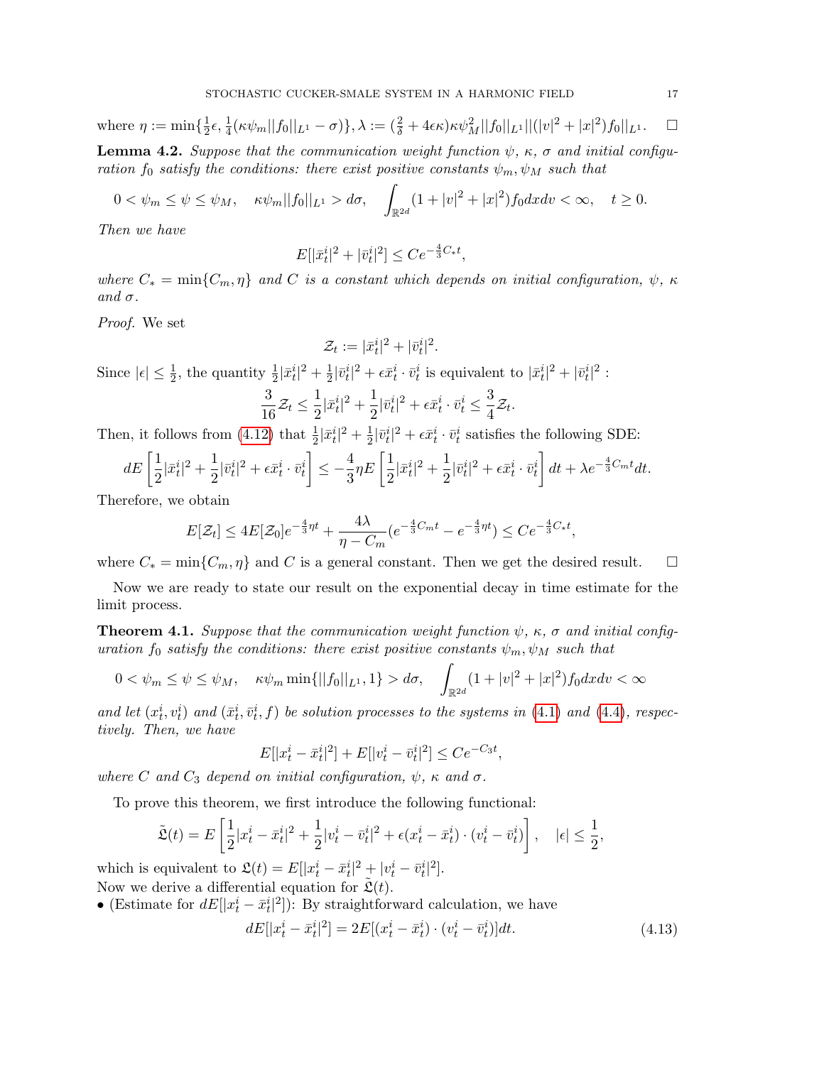where $\eta := \min\{\frac{1}{2}\epsilon, \frac{1}{4}(\kappa\psi_m||f_0||_{L^1} - \sigma)\}, \lambda := (\frac{2}{\delta} + 4\epsilon\kappa)\kappa\psi_M^2||f_0||_{L^1}||(|v|^2 + |x|^2)f_0||_{L^1}$. $\square$

**Lemma 4.2.** *Suppose that the communication weight function $\psi$, $\kappa$, $\sigma$ and initial configuration $f_0$ satisfy the conditions: there exist positive constants $\psi_m, \psi_M$ such that*

$$0 < \psi_m \le \psi \le \psi_M, \quad \kappa\psi_m||f_0||_{L^1} > d\sigma, \quad \int_{\mathbb{R}^{2d}} (1 + |v|^2 + |x|^2)f_0 dxdv < \infty, \quad t \ge 0.$$

*Then we have*

$$E[|\bar{x}_t^i|^2 + |\bar{v}_t^i|^2] \le Ce^{-\frac{4}{3}C_* t},$$

*where $C_* = \min\{C_m, \eta\}$ and $C$ is a constant which depends on initial configuration, $\psi$, $\kappa$ and $\sigma$.*

*Proof.* We set

$$\mathcal{Z}_t := |\bar{x}_t^i|^2 + |\bar{v}_t^i|^2.$$

Since $|\epsilon| \le \frac{1}{2}$, the quantity $\frac{1}{2}|\bar{x}_t^i|^2 + \frac{1}{2}|\bar{v}_t^i|^2 + \epsilon\bar{x}_t^i \cdot \bar{v}_t^i$ is equivalent to $|\bar{x}_t^i|^2 + |\bar{v}_t^i|^2$ :

$$\frac{3}{16}\mathcal{Z}_t \le \frac{1}{2}|\bar{x}_t^i|^2 + \frac{1}{2}|\bar{v}_t^i|^2 + \epsilon\bar{x}_t^i \cdot \bar{v}_t^i \le \frac{3}{4}\mathcal{Z}_t.$$

Then, it follows from (4.12) that $\frac{1}{2}|\bar{x}_t^i|^2 + \frac{1}{2}|\bar{v}_t^i|^2 + \epsilon\bar{x}_t^i \cdot \bar{v}_t^i$ satisfies the following SDE:

$$dE\left[\frac{1}{2}|\bar{x}_t^i|^2 + \frac{1}{2}|\bar{v}_t^i|^2 + \epsilon\bar{x}_t^i \cdot \bar{v}_t^i\right] \le -\frac{4}{3}\eta E\left[\frac{1}{2}|\bar{x}_t^i|^2 + \frac{1}{2}|\bar{v}_t^i|^2 + \epsilon\bar{x}_t^i \cdot \bar{v}_t^i\right]dt + \lambda e^{-\frac{4}{3}C_m t}dt.$$

Therefore, we obtain

$$E[\mathcal{Z}_t] \le 4E[\mathcal{Z}_0]e^{-\frac{4}{3}\eta t} + \frac{4\lambda}{\eta - C_m}(e^{-\frac{4}{3}C_m t} - e^{-\frac{4}{3}\eta t}) \le Ce^{-\frac{4}{3}C_* t},$$

where $C_* = \min\{C_m, \eta\}$ and $C$ is a general constant. Then we get the desired result. $\square$

Now we are ready to state our result on the exponential decay in time estimate for the limit process.

**Theorem 4.1.** *Suppose that the communication weight function $\psi$, $\kappa$, $\sigma$ and initial configuration $f_0$ satisfy the conditions: there exist positive constants $\psi_m, \psi_M$ such that*

$$0 < \psi_m \le \psi \le \psi_M, \quad \kappa\psi_m \min\{||f_0||_{L^1}, 1\} > d\sigma, \quad \int_{\mathbb{R}^{2d}} (1 + |v|^2 + |x|^2)f_0 dxdv < \infty$$

*and let $(x_t^i, v_t^i)$ and $(\bar{x}_t^i, \bar{v}_t^i, f)$ be solution processes to the systems in (4.1) and (4.4), respectively. Then, we have*

$$E[|x_t^i - \bar{x}_t^i|^2] + E[|v_t^i - \bar{v}_t^i|^2] \le Ce^{-C_3 t},$$

*where $C$ and $C_3$ depend on initial configuration, $\psi$, $\kappa$ and $\sigma$.*

To prove this theorem, we first introduce the following functional:

$$\tilde{\mathfrak{L}}(t) = E\left[\frac{1}{2}|x_t^i - \bar{x}_t^i|^2 + \frac{1}{2}|v_t^i - \bar{v}_t^i|^2 + \epsilon(x_t^i - \bar{x}_t^i) \cdot (v_t^i - \bar{v}_t^i)\right], \quad |\epsilon| \le \frac{1}{2},$$

which is equivalent to $\mathfrak{L}(t) = E[|x_t^i - \bar{x}_t^i|^2 + |v_t^i - \bar{v}_t^i|^2]$.
Now we derive a differential equation for $\tilde{\mathfrak{L}}(t)$.

- (Estimate for $dE[|x_t^i - \bar{x}_t^i|^2]$): By straightforward calculation, we have

$$dE[|x_t^i - \bar{x}_t^i|^2] = 2E[(x_t^i - \bar{x}_t^i) \cdot (v_t^i - \bar{v}_t^i)]dt. \tag{4.13}$$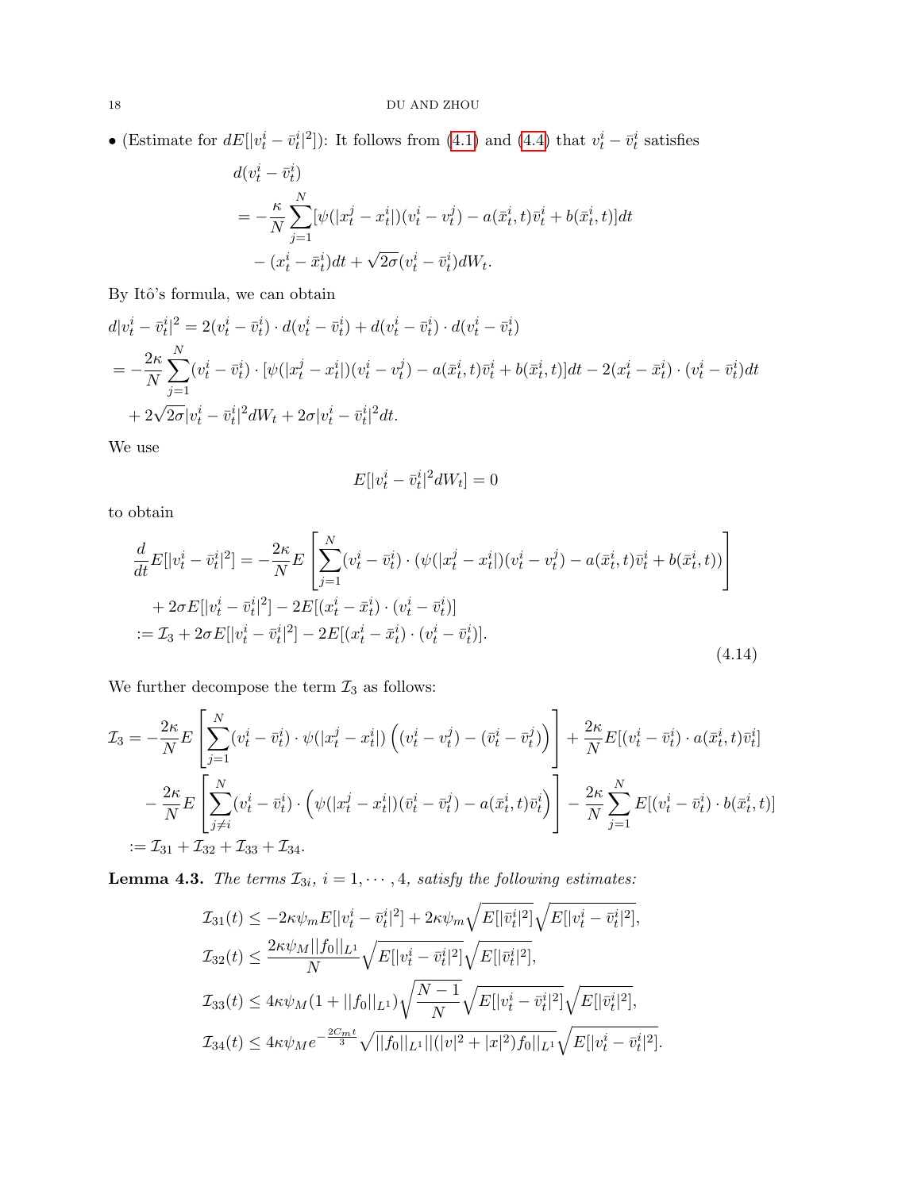• (Estimate for $dE[|v_t^i - \bar{v}_t^i|^2]$): It follows from (4.1) and (4.4) that $v_t^i - \bar{v}_t^i$ satisfies

$$
\begin{aligned}
&d(v_t^i - \bar{v}_t^i) \\
&= -\frac{\kappa}{N}\sum_{j=1}^{N}[\psi(|x_t^j - x_t^i|)(v_t^i - v_t^j) - a(\bar{x}_t^i, t)\bar{v}_t^i + b(\bar{x}_t^i, t)]dt \\
&\quad - (x_t^i - \bar{x}_t^i)dt + \sqrt{2\sigma}(v_t^i - \bar{v}_t^i)dW_t.
\end{aligned}
$$

By Itô's formula, we can obtain

$$
\begin{aligned}
&d|v_t^i - \bar{v}_t^i|^2 = 2(v_t^i - \bar{v}_t^i)\cdot d(v_t^i - \bar{v}_t^i) + d(v_t^i - \bar{v}_t^i)\cdot d(v_t^i - \bar{v}_t^i) \\
&= -\frac{2\kappa}{N}\sum_{j=1}^{N}(v_t^i - \bar{v}_t^i)\cdot[\psi(|x_t^j - x_t^i|)(v_t^i - v_t^j) - a(\bar{x}_t^i, t)\bar{v}_t^i + b(\bar{x}_t^i, t)]dt - 2(x_t^i - \bar{x}_t^i)\cdot(v_t^i - \bar{v}_t^i)dt \\
&\quad + 2\sqrt{2\sigma}|v_t^i - \bar{v}_t^i|^2 dW_t + 2\sigma|v_t^i - \bar{v}_t^i|^2 dt.
\end{aligned}
$$

We use

$$
E[|v_t^i - \bar{v}_t^i|^2 dW_t] = 0
$$

to obtain

$$
\begin{aligned}
\frac{d}{dt}E[|v_t^i - \bar{v}_t^i|^2] &= -\frac{2\kappa}{N}E\left[\sum_{j=1}^{N}(v_t^i - \bar{v}_t^i)\cdot(\psi(|x_t^j - x_t^i|)(v_t^i - v_t^j) - a(\bar{x}_t^i, t)\bar{v}_t^i + b(\bar{x}_t^i, t))\right] \\
&\quad + 2\sigma E[|v_t^i - \bar{v}_t^i|^2] - 2E[(x_t^i - \bar{x}_t^i)\cdot(v_t^i - \bar{v}_t^i)] \\
&:= \mathcal{I}_3 + 2\sigma E[|v_t^i - \bar{v}_t^i|^2] - 2E[(x_t^i - \bar{x}_t^i)\cdot(v_t^i - \bar{v}_t^i)].
\end{aligned}
\tag{4.14}
$$

We further decompose the term $\mathcal{I}_3$ as follows:

$$
\begin{aligned}
\mathcal{I}_3 &= -\frac{2\kappa}{N}E\left[\sum_{j=1}^{N}(v_t^i - \bar{v}_t^i)\cdot\psi(|x_t^j - x_t^i|)\Big((v_t^i - v_t^j) - (\bar{v}_t^i - \bar{v}_t^j)\Big)\right] + \frac{2\kappa}{N}E[(v_t^i - \bar{v}_t^i)\cdot a(\bar{x}_t^i, t)\bar{v}_t^i] \\
&\quad - \frac{2\kappa}{N}E\left[\sum_{j\neq i}^{N}(v_t^i - \bar{v}_t^i)\cdot\Big(\psi(|x_t^j - x_t^i|)(\bar{v}_t^i - \bar{v}_t^j) - a(\bar{x}_t^i, t)\bar{v}_t^i\Big)\right] - \frac{2\kappa}{N}\sum_{j=1}^{N}E[(v_t^i - \bar{v}_t^i)\cdot b(\bar{x}_t^i, t)] \\
&:= \mathcal{I}_{31} + \mathcal{I}_{32} + \mathcal{I}_{33} + \mathcal{I}_{34}.
\end{aligned}
$$

**Lemma 4.3.** *The terms $\mathcal{I}_{3i}$, $i = 1, \cdots, 4$, satisfy the following estimates:*

$$
\begin{aligned}
\mathcal{I}_{31}(t) &\le -2\kappa\psi_m E[|v_t^i - \bar{v}_t^i|^2] + 2\kappa\psi_m\sqrt{E[|\bar{v}_t^i|^2]}\sqrt{E[|v_t^i - \bar{v}_t^i|^2]}, \\
\mathcal{I}_{32}(t) &\le \frac{2\kappa\psi_M||f_0||_{L^1}}{N}\sqrt{E[|v_t^i - \bar{v}_t^i|^2]}\sqrt{E[|\bar{v}_t^i|^2]}, \\
\mathcal{I}_{33}(t) &\le 4\kappa\psi_M(1 + ||f_0||_{L^1})\sqrt{\frac{N-1}{N}}\sqrt{E[|v_t^i - \bar{v}_t^i|^2]}\sqrt{E[|\bar{v}_t^i|^2]}, \\
\mathcal{I}_{34}(t) &\le 4\kappa\psi_M e^{-\frac{2C_m t}{3}}\sqrt{||f_0||_{L^1}||(|v|^2 + |x|^2)f_0||_{L^1}}\sqrt{E[|v_t^i - \bar{v}_t^i|^2]}.
\end{aligned}
$$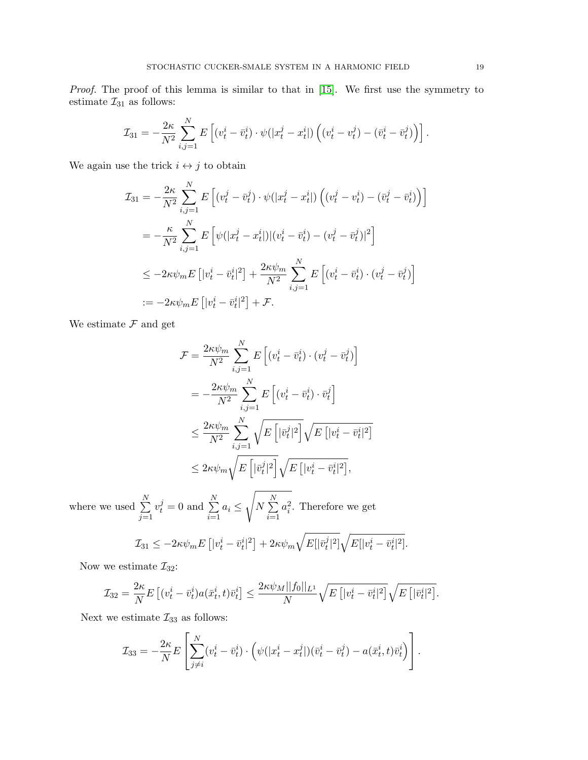*Proof.* The proof of this lemma is similar to that in [15]. We first use the symmetry to estimate $\mathcal{I}_{31}$ as follows:

$$
\mathcal{I}_{31} = -\frac{2\kappa}{N^2}\sum_{i,j=1}^{N} E\left[(v_t^i - \bar{v}_t^i)\cdot \psi(|x_t^j - x_t^i|)\left((v_t^i - v_t^j) - (\bar{v}_t^i - \bar{v}_t^j)\right)\right].
$$

We again use the trick $i \leftrightarrow j$ to obtain

$$
\begin{aligned}
\mathcal{I}_{31} &= -\frac{2\kappa}{N^2}\sum_{i,j=1}^{N} E\left[(v_t^j - \bar{v}_t^j)\cdot \psi(|x_t^j - x_t^i|)\left((v_t^j - v_t^i) - (\bar{v}_t^j - \bar{v}_t^i)\right)\right] \\
&= -\frac{\kappa}{N^2}\sum_{i,j=1}^{N} E\left[\psi(|x_t^j - x_t^i|)|(v_t^i - \bar{v}_t^i) - (v_t^j - \bar{v}_t^j)|^2\right] \\
&\leq -2\kappa\psi_m E\left[|v_t^i - \bar{v}_t^i|^2\right] + \frac{2\kappa\psi_m}{N^2}\sum_{i,j=1}^{N} E\left[(v_t^i - \bar{v}_t^i)\cdot(v_t^j - \bar{v}_t^j)\right] \\
&:= -2\kappa\psi_m E\left[|v_t^i - \bar{v}_t^i|^2\right] + \mathcal{F}.
\end{aligned}
$$

We estimate $\mathcal{F}$ and get

$$
\begin{aligned}
\mathcal{F} &= \frac{2\kappa\psi_m}{N^2}\sum_{i,j=1}^{N} E\left[(v_t^i - \bar{v}_t^i)\cdot(v_t^j - \bar{v}_t^j)\right] \\
&= -\frac{2\kappa\psi_m}{N^2}\sum_{i,j=1}^{N} E\left[(v_t^i - \bar{v}_t^i)\cdot \bar{v}_t^j\right] \\
&\leq \frac{2\kappa\psi_m}{N^2}\sum_{i,j=1}^{N} \sqrt{E\left[|\bar{v}_t^j|^2\right]}\sqrt{E\left[|v_t^i - \bar{v}_t^i|^2\right]} \\
&\leq 2\kappa\psi_m\sqrt{E\left[|\bar{v}_t^j|^2\right]}\sqrt{E\left[|v_t^i - \bar{v}_t^i|^2\right]},
\end{aligned}
$$

where we used $\sum\limits_{j=1}^{N} v_t^j = 0$ and $\sum\limits_{i=1}^{N} a_i \leq \sqrt{N\sum\limits_{i=1}^{N} a_i^2}$. Therefore we get

$$
\mathcal{I}_{31} \leq -2\kappa\psi_m E\left[|v_t^i - \bar{v}_t^i|^2\right] + 2\kappa\psi_m\sqrt{E[|\bar{v}_t^j|^2]}\sqrt{E[|v_t^i - \bar{v}_t^i|^2]}.
$$

Now we estimate $\mathcal{I}_{32}$:

$$
\mathcal{I}_{32} = \frac{2\kappa}{N}E\left[(v_t^i - \bar{v}_t^i)a(\bar{x}_t^i, t)\bar{v}_t^i\right] \leq \frac{2\kappa\psi_M||f_0||_{L^1}}{N}\sqrt{E\left[|v_t^i - \bar{v}_t^i|^2\right]}\sqrt{E\left[|\bar{v}_t^i|^2\right]}.
$$

Next we estimate $\mathcal{I}_{33}$ as follows:

$$
\mathcal{I}_{33} = -\frac{2\kappa}{N}E\left[\sum_{j\neq i}^{N}(v_t^i - \bar{v}_t^i)\cdot\left(\psi(|x_t^i - x_t^j|)(\bar{v}_t^i - \bar{v}_t^j) - a(\bar{x}_t^i, t)\bar{v}_t^i\right)\right].
$$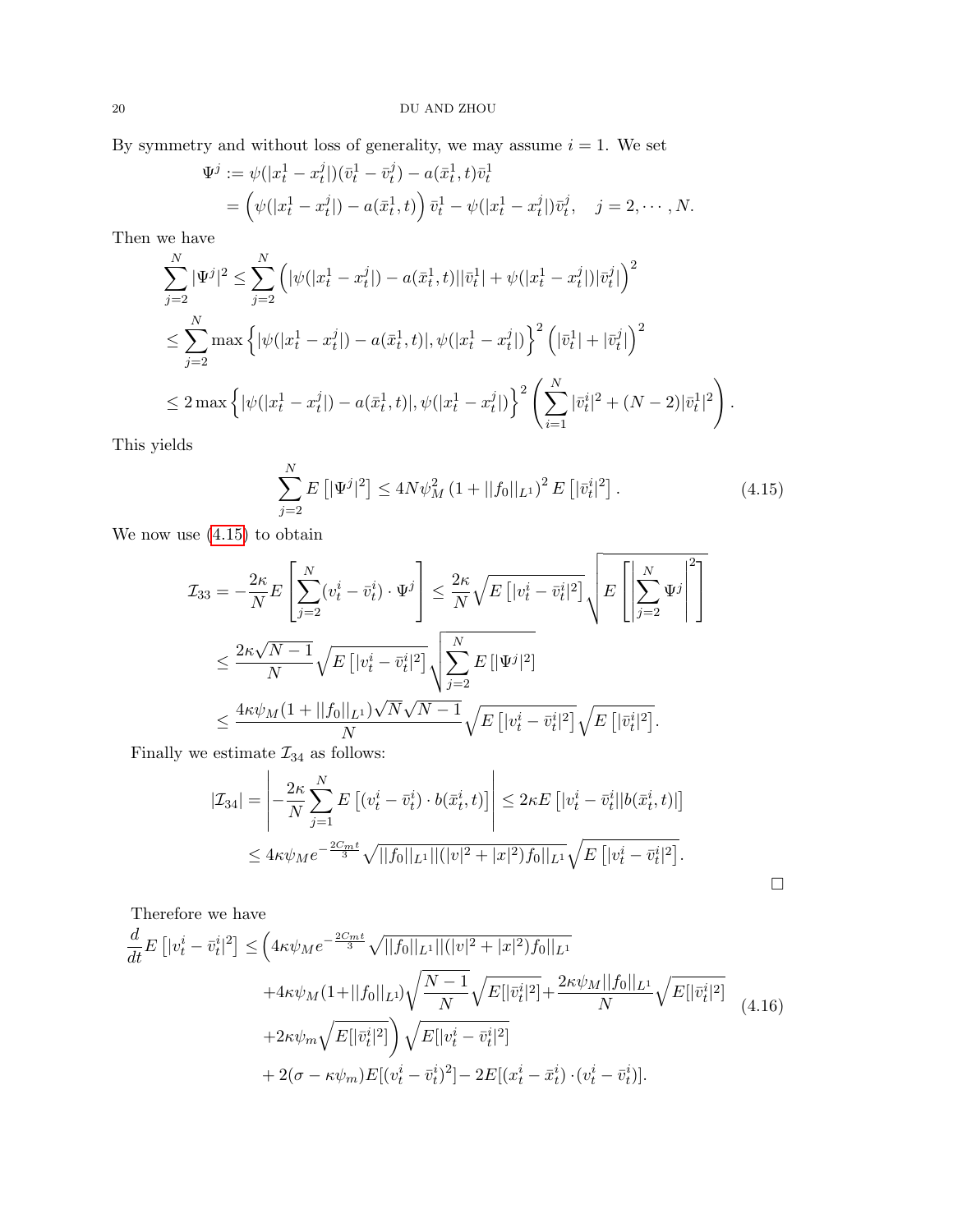By symmetry and without loss of generality, we may assume $i = 1$. We set

$$
\begin{aligned}
\Psi^j &:= \psi(|x_t^1 - x_t^j|)(\bar{v}_t^1 - \bar{v}_t^j) - a(\bar{x}_t^1, t)\bar{v}_t^1 \\
&= \left(\psi(|x_t^1 - x_t^j|) - a(\bar{x}_t^1, t)\right)\bar{v}_t^1 - \psi(|x_t^1 - x_t^j|)\bar{v}_t^j, \quad j = 2, \cdots, N.
\end{aligned}
$$

Then we have

$$
\begin{aligned}
\sum_{j=2}^N |\Psi^j|^2 &\le \sum_{j=2}^N \left(|\psi(|x_t^1 - x_t^j|) - a(\bar{x}_t^1, t)||\bar{v}_t^1| + \psi(|x_t^1 - x_t^j|)|\bar{v}_t^j|\right)^2 \\
&\le \sum_{j=2}^N \max\left\{|\psi(|x_t^1 - x_t^j|) - a(\bar{x}_t^1, t)|, \psi(|x_t^1 - x_t^j|)\right\}^2 \left(|\bar{v}_t^1| + |\bar{v}_t^j|\right)^2 \\
&\le 2\max\left\{|\psi(|x_t^1 - x_t^j|) - a(\bar{x}_t^1, t)|, \psi(|x_t^1 - x_t^j|)\right\}^2 \left(\sum_{i=1}^N |\bar{v}_t^i|^2 + (N-2)|\bar{v}_t^1|^2\right).
\end{aligned}
$$

This yields

$$
\sum_{j=2}^N E\left[|\Psi^j|^2\right] \le 4N\psi_M^2 \left(1 + ||f_0||_{L^1}\right)^2 E\left[|\bar{v}_t^i|^2\right]. \tag{4.15}
$$

We now use (4.15) to obtain

$$
\begin{aligned}
\mathcal{I}_{33} &= -\frac{2\kappa}{N} E\left[\sum_{j=2}^N (v_t^i - \bar{v}_t^i)\cdot\Psi^j\right] \le \frac{2\kappa}{N}\sqrt{E\left[|v_t^i - \bar{v}_t^i|^2\right]}\sqrt{E\left[\left|\sum_{j=2}^N \Psi^j\right|^2\right]} \\
&\le \frac{2\kappa\sqrt{N-1}}{N}\sqrt{E\left[|v_t^i - \bar{v}_t^i|^2\right]}\sqrt{\sum_{j=2}^N E\left[|\Psi^j|^2\right]} \\
&\le \frac{4\kappa\psi_M(1 + ||f_0||_{L^1})\sqrt{N}\sqrt{N-1}}{N}\sqrt{E\left[|v_t^i - \bar{v}_t^i|^2\right]}\sqrt{E\left[|\bar{v}_t^i|^2\right]}.
\end{aligned}
$$

Finally we estimate $\mathcal{I}_{34}$ as follows:

$$
\begin{aligned}
|\mathcal{I}_{34}| &= \left|-\frac{2\kappa}{N}\sum_{j=1}^N E\left[(v_t^i - \bar{v}_t^i)\cdot b(\bar{x}_t^i, t)\right]\right| \le 2\kappa E\left[|v_t^i - \bar{v}_t^i||b(\bar{x}_t^i, t)|\right] \\
&\le 4\kappa\psi_M e^{-\frac{2C_m t}{3}}\sqrt{||f_0||_{L^1}||(|v|^2 + |x|^2)f_0||_{L^1}}\sqrt{E\left[|v_t^i - \bar{v}_t^i|^2\right]}.
\end{aligned}
$$

□

Therefore we have

$$
\begin{aligned}
\frac{d}{dt}E\left[|v_t^i - \bar{v}_t^i|^2\right] \le &\Big(4\kappa\psi_M e^{-\frac{2C_m t}{3}}\sqrt{||f_0||_{L^1}||(|v|^2 + |x|^2)f_0||_{L^1}} \\
&+ 4\kappa\psi_M(1 + ||f_0||_{L^1})\sqrt{\frac{N-1}{N}}\sqrt{E[|\bar{v}_t^i|^2]} + \frac{2\kappa\psi_M||f_0||_{L^1}}{N}\sqrt{E[|\bar{v}_t^i|^2]} \\
&+ 2\kappa\psi_m\sqrt{E[|\bar{v}_t^i|^2]}\Big)\sqrt{E[|v_t^i - \bar{v}_t^i|^2]} \\
&+ 2(\sigma - \kappa\psi_m)E[(v_t^i - \bar{v}_t^i)^2] - 2E[(x_t^i - \bar{x}_t^i)\cdot(v_t^i - \bar{v}_t^i)].
\end{aligned} \tag{4.16}
$$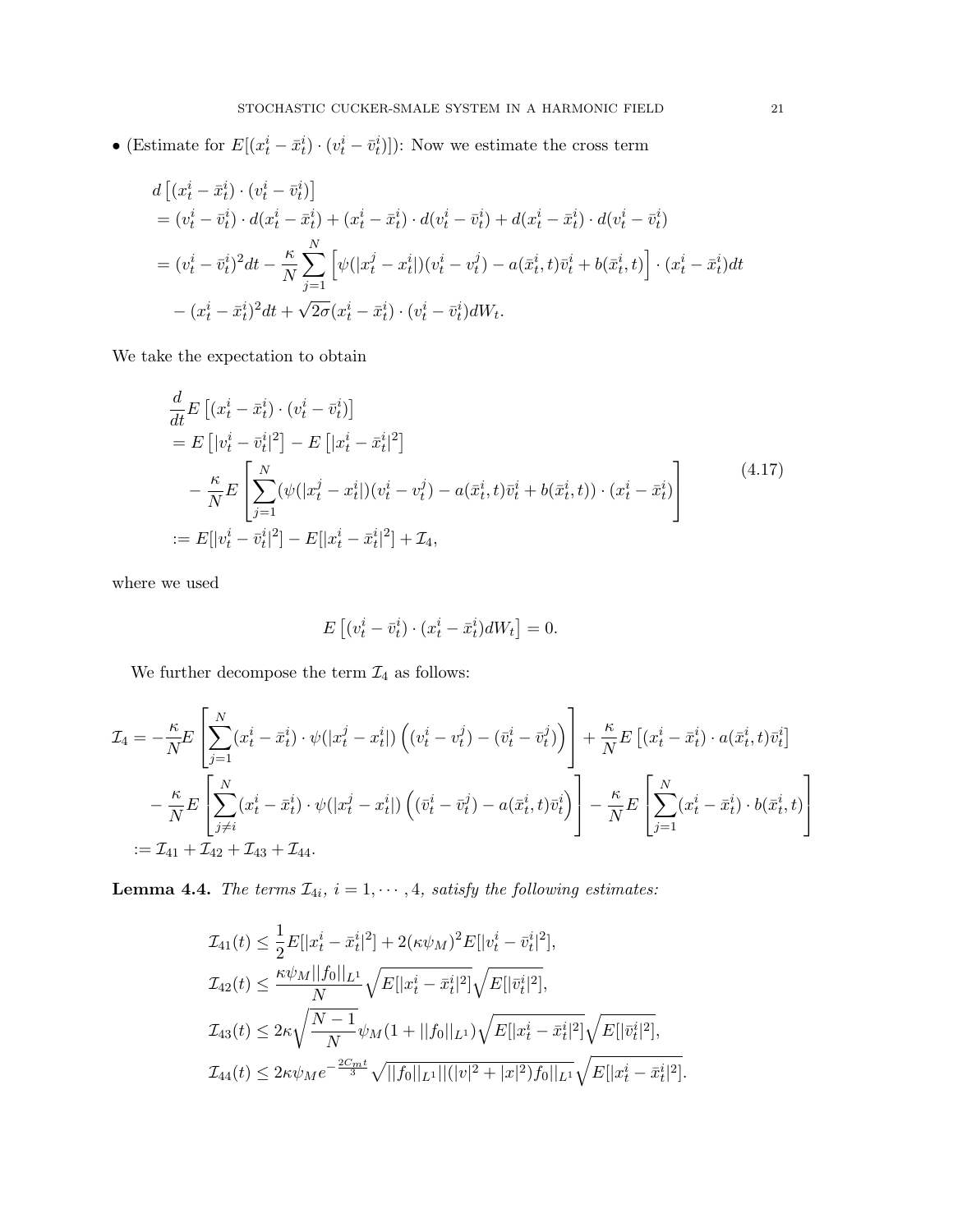• (Estimate for $E[(x_t^i - \bar{x}_t^i) \cdot (v_t^i - \bar{v}_t^i)]$): Now we estimate the cross term

$$
\begin{aligned}
& d\left[(x_t^i - \bar{x}_t^i) \cdot (v_t^i - \bar{v}_t^i)\right] \\
&= (v_t^i - \bar{v}_t^i) \cdot d(x_t^i - \bar{x}_t^i) + (x_t^i - \bar{x}_t^i) \cdot d(v_t^i - \bar{v}_t^i) + d(x_t^i - \bar{x}_t^i) \cdot d(v_t^i - \bar{v}_t^i) \\
&= (v_t^i - \bar{v}_t^i)^2 dt - \frac{\kappa}{N} \sum_{j=1}^N \Big[ \psi(|x_t^j - x_t^i|)(v_t^i - v_t^j) - a(\bar{x}_t^i, t)\bar{v}_t^i + b(\bar{x}_t^i, t) \Big] \cdot (x_t^i - \bar{x}_t^i) dt \\
&\quad - (x_t^i - \bar{x}_t^i)^2 dt + \sqrt{2\sigma}(x_t^i - \bar{x}_t^i) \cdot (v_t^i - \bar{v}_t^i) dW_t.
\end{aligned}
$$

We take the expectation to obtain

$$
\begin{aligned}
& \frac{d}{dt} E\left[(x_t^i - \bar{x}_t^i) \cdot (v_t^i - \bar{v}_t^i)\right] \\
&= E\left[|v_t^i - \bar{v}_t^i|^2\right] - E\left[|x_t^i - \bar{x}_t^i|^2\right] \\
&\quad - \frac{\kappa}{N} E\left[ \sum_{j=1}^N (\psi(|x_t^j - x_t^i|)(v_t^i - v_t^j) - a(\bar{x}_t^i, t)\bar{v}_t^i + b(\bar{x}_t^i, t)) \cdot (x_t^i - \bar{x}_t^i) \right] \\
&:= E[|v_t^i - \bar{v}_t^i|^2] - E[|x_t^i - \bar{x}_t^i|^2] + \mathcal{I}_4,
\end{aligned}
\tag{4.17}
$$

where we used

$$
E\left[(v_t^i - \bar{v}_t^i) \cdot (x_t^i - \bar{x}_t^i) dW_t\right] = 0.
$$

We further decompose the term $\mathcal{I}_4$ as follows:

$$
\begin{aligned}
\mathcal{I}_4 &= -\frac{\kappa}{N} E\left[ \sum_{j=1}^N (x_t^i - \bar{x}_t^i) \cdot \psi(|x_t^j - x_t^i|) \Big( (v_t^i - v_t^j) - (\bar{v}_t^i - \bar{v}_t^j) \Big) \right] + \frac{\kappa}{N} E\left[(x_t^i - \bar{x}_t^i) \cdot a(\bar{x}_t^i, t)\bar{v}_t^i\right] \\
&\quad - \frac{\kappa}{N} E\left[ \sum_{j \neq i}^N (x_t^i - \bar{x}_t^i) \cdot \psi(|x_t^j - x_t^i|) \Big( (\bar{v}_t^i - \bar{v}_t^j) - a(\bar{x}_t^i, t)\bar{v}_t^i \Big) \right] - \frac{\kappa}{N} E\left[ \sum_{j=1}^N (x_t^i - \bar{x}_t^i) \cdot b(\bar{x}_t^i, t) \right] \\
&:= \mathcal{I}_{41} + \mathcal{I}_{42} + \mathcal{I}_{43} + \mathcal{I}_{44}.
\end{aligned}
$$

**Lemma 4.4.** *The terms $\mathcal{I}_{4i}$, $i = 1, \cdots, 4$, satisfy the following estimates:*

$$
\begin{aligned}
\mathcal{I}_{41}(t) &\leq \frac{1}{2} E[|x_t^i - \bar{x}_t^i|^2] + 2(\kappa\psi_M)^2 E[|v_t^i - \bar{v}_t^i|^2], \\
\mathcal{I}_{42}(t) &\leq \frac{\kappa\psi_M ||f_0||_{L^1}}{N} \sqrt{E[|x_t^i - \bar{x}_t^i|^2]} \sqrt{E[|\bar{v}_t^i|^2]}, \\
\mathcal{I}_{43}(t) &\leq 2\kappa \sqrt{\frac{N-1}{N}} \psi_M (1 + ||f_0||_{L^1}) \sqrt{E[|x_t^i - \bar{x}_t^i|^2]} \sqrt{E[|\bar{v}_t^i|^2]}, \\
\mathcal{I}_{44}(t) &\leq 2\kappa\psi_M e^{-\frac{2C_m t}{3}} \sqrt{||f_0||_{L^1} ||(|v|^2 + |x|^2) f_0||_{L^1}} \sqrt{E[|x_t^i - \bar{x}_t^i|^2]}.
\end{aligned}
$$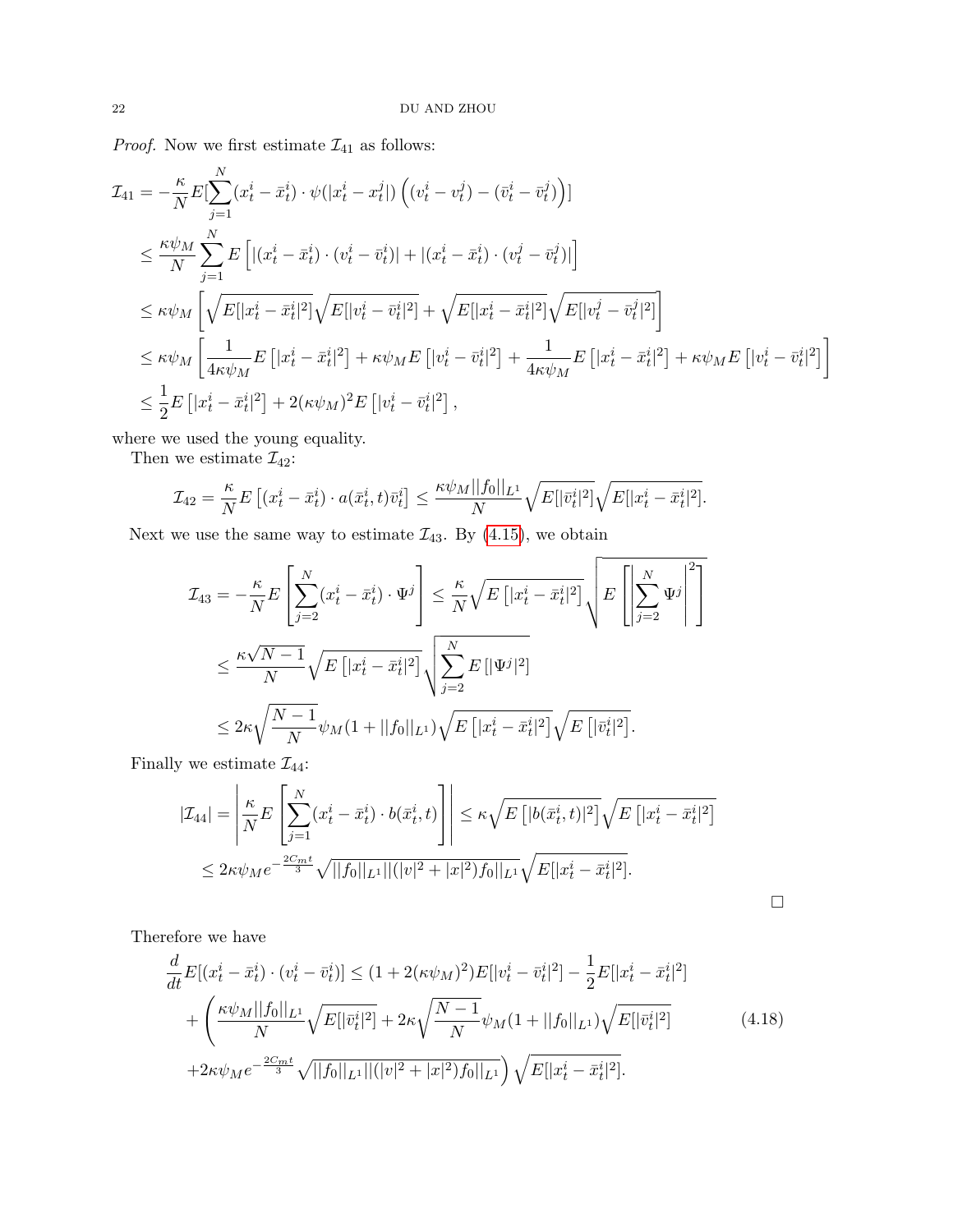*Proof.* Now we first estimate $\mathcal{I}_{41}$ as follows:

$$
\begin{aligned}
\mathcal{I}_{41} &= -\frac{\kappa}{N} E[\sum_{j=1}^{N} (x_t^i - \bar{x}_t^i) \cdot \psi(|x_t^i - x_t^j|) \left( (v_t^i - v_t^j) - (\bar{v}_t^i - \bar{v}_t^j) \right)] \\
&\leq \frac{\kappa \psi_M}{N} \sum_{j=1}^{N} E\left[ |(x_t^i - \bar{x}_t^i) \cdot (v_t^i - \bar{v}_t^i)| + |(x_t^i - \bar{x}_t^i) \cdot (v_t^j - \bar{v}_t^j)| \right] \\
&\leq \kappa \psi_M \left[ \sqrt{E[|x_t^i - \bar{x}_t^i|^2]} \sqrt{E[|v_t^i - \bar{v}_t^i|^2]} + \sqrt{E[|x_t^i - \bar{x}_t^i|^2]} \sqrt{E[|v_t^j - \bar{v}_t^j|^2]} \right] \\
&\leq \kappa \psi_M \left[ \frac{1}{4\kappa\psi_M} E\left[ |x_t^i - \bar{x}_t^i|^2 \right] + \kappa\psi_M E\left[ |v_t^i - \bar{v}_t^i|^2 \right] + \frac{1}{4\kappa\psi_M} E\left[ |x_t^i - \bar{x}_t^i|^2 \right] + \kappa\psi_M E\left[ |v_t^i - \bar{v}_t^i|^2 \right] \right] \\
&\leq \frac{1}{2} E\left[ |x_t^i - \bar{x}_t^i|^2 \right] + 2(\kappa\psi_M)^2 E\left[ |v_t^i - \bar{v}_t^i|^2 \right],
\end{aligned}
$$

where we used the young equality.

Then we estimate $\mathcal{I}_{42}$:

$$
\mathcal{I}_{42} = \frac{\kappa}{N} E\left[ (x_t^i - \bar{x}_t^i) \cdot a(\bar{x}_t^i, t) \bar{v}_t^i \right] \leq \frac{\kappa \psi_M ||f_0||_{L^1}}{N} \sqrt{E[|\bar{v}_t^i|^2]} \sqrt{E[|x_t^i - \bar{x}_t^i|^2]}.
$$

Next we use the same way to estimate $\mathcal{I}_{43}$. By (4.15), we obtain

$$
\begin{aligned}
\mathcal{I}_{43} = -\frac{\kappa}{N} E\left[ \sum_{j=2}^{N} (x_t^i - \bar{x}_t^i) \cdot \Psi^j \right] &\leq \frac{\kappa}{N} \sqrt{E\left[ |x_t^i - \bar{x}_t^i|^2 \right]} \sqrt{E\left[ \left| \sum_{j=2}^{N} \Psi^j \right|^2 \right]} \\
&\leq \frac{\kappa\sqrt{N-1}}{N} \sqrt{E\left[ |x_t^i - \bar{x}_t^i|^2 \right]} \sqrt{\sum_{j=2}^{N} E\left[ |\Psi^j|^2 \right]} \\
&\leq 2\kappa \sqrt{\frac{N-1}{N}} \psi_M (1 + ||f_0||_{L^1}) \sqrt{E\left[ |x_t^i - \bar{x}_t^i|^2 \right]} \sqrt{E\left[ |\bar{v}_t^i|^2 \right]}.
\end{aligned}
$$

Finally we estimate $\mathcal{I}_{44}$:

$$
\begin{aligned}
|\mathcal{I}_{44}| = \left| \frac{\kappa}{N} E\left[ \sum_{j=1}^{N} (x_t^i - \bar{x}_t^i) \cdot b(\bar{x}_t^i, t) \right] \right| &\leq \kappa \sqrt{E\left[ |b(\bar{x}_t^i, t)|^2 \right]} \sqrt{E\left[ |x_t^i - \bar{x}_t^i|^2 \right]} \\
&\leq 2\kappa\psi_M e^{-\frac{2C_m t}{3}} \sqrt{||f_0||_{L^1} ||(|v|^2 + |x|^2) f_0||_{L^1}} \sqrt{E[|x_t^i - \bar{x}_t^i|^2]}.
\end{aligned}
$$

□

Therefore we have

$$
\begin{aligned}
\frac{d}{dt} E[(x_t^i - \bar{x}_t^i) \cdot (v_t^i - \bar{v}_t^i)] &\leq (1 + 2(\kappa\psi_M)^2) E[|v_t^i - \bar{v}_t^i|^2] - \frac{1}{2} E[|x_t^i - \bar{x}_t^i|^2] \\
&+ \left( \frac{\kappa\psi_M ||f_0||_{L^1}}{N} \sqrt{E[|\bar{v}_t^i|^2]} + 2\kappa \sqrt{\frac{N-1}{N}} \psi_M (1 + ||f_0||_{L^1}) \sqrt{E[|\bar{v}_t^i|^2]} \right. \\
&\left. + 2\kappa\psi_M e^{-\frac{2C_m t}{3}} \sqrt{||f_0||_{L^1} ||(|v|^2 + |x|^2) f_0||_{L^1}} \right) \sqrt{E[|x_t^i - \bar{x}_t^i|^2]}.
\end{aligned}
\tag{4.18}
$$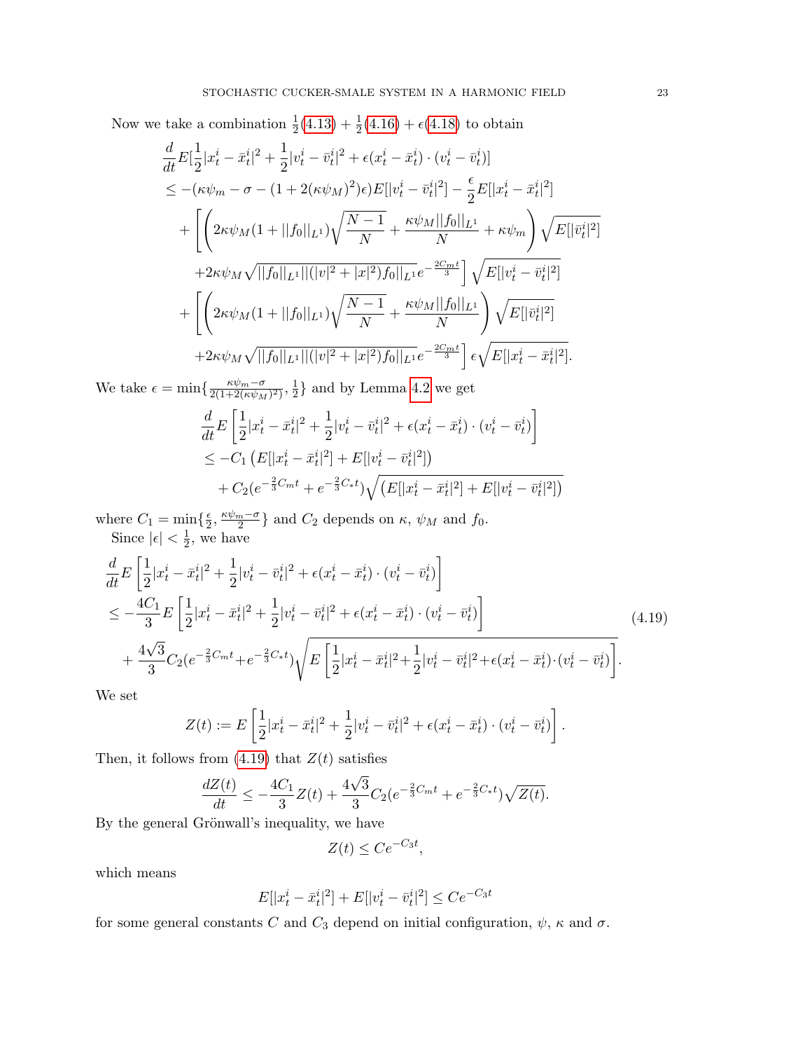Now we take a combination $\frac{1}{2}$(4.13) + $\frac{1}{2}$(4.16) + $\epsilon$(4.18) to obtain

$$
\begin{aligned}
&\frac{d}{dt}E[\frac{1}{2}|x_t^i-\bar{x}_t^i|^2+\frac{1}{2}|v_t^i-\bar{v}_t^i|^2+\epsilon(x_t^i-\bar{x}_t^i)\cdot(v_t^i-\bar{v}_t^i)]\\
&\le -(\kappa\psi_m-\sigma-(1+2(\kappa\psi_M)^2)\epsilon)E[|v_t^i-\bar{v}_t^i|^2]-\frac{\epsilon}{2}E[|x_t^i-\bar{x}_t^i|^2]\\
&\quad+\Bigg[\left(2\kappa\psi_M(1+||f_0||_{L^1})\sqrt{\frac{N-1}{N}}+\frac{\kappa\psi_M||f_0||_{L^1}}{N}+\kappa\psi_m\right)\sqrt{E[|\bar{v}_t^i|^2]}\\
&\quad+2\kappa\psi_M\sqrt{||f_0||_{L^1}||(|v|^2+|x|^2)f_0||_{L^1}}e^{-\frac{2C_mt}{3}}\Bigg]\sqrt{E[|v_t^i-\bar{v}_t^i|^2]}\\
&\quad+\Bigg[\left(2\kappa\psi_M(1+||f_0||_{L^1})\sqrt{\frac{N-1}{N}}+\frac{\kappa\psi_M||f_0||_{L^1}}{N}\right)\sqrt{E[|\bar{v}_t^i|^2]}\\
&\quad+2\kappa\psi_M\sqrt{||f_0||_{L^1}||(|v|^2+|x|^2)f_0||_{L^1}}e^{-\frac{2C_mt}{3}}\Bigg]\epsilon\sqrt{E[|x_t^i-\bar{x}_t^i|^2]}.
\end{aligned}
$$

We take $\epsilon=\min\{\frac{\kappa\psi_m-\sigma}{2(1+2(\kappa\psi_M)^2)},\frac{1}{2}\}$ and by Lemma 4.2 we get

$$
\begin{aligned}
&\frac{d}{dt}E\left[\frac{1}{2}|x_t^i-\bar{x}_t^i|^2+\frac{1}{2}|v_t^i-\bar{v}_t^i|^2+\epsilon(x_t^i-\bar{x}_t^i)\cdot(v_t^i-\bar{v}_t^i)\right]\\
&\le -C_1\left(E[|x_t^i-\bar{x}_t^i|^2]+E[|v_t^i-\bar{v}_t^i|^2]\right)\\
&\quad+C_2(e^{-\frac{2}{3}C_mt}+e^{-\frac{2}{3}C_*t})\sqrt{\left(E[|x_t^i-\bar{x}_t^i|^2]+E[|v_t^i-\bar{v}_t^i|^2]\right)}
\end{aligned}
$$

where $C_1=\min\{\frac{\epsilon}{2},\frac{\kappa\psi_m-\sigma}{2}\}$ and $C_2$ depends on $\kappa$, $\psi_M$ and $f_0$.

Since $|\epsilon|<\frac{1}{2}$, we have

$$
\begin{aligned}
&\frac{d}{dt}E\left[\frac{1}{2}|x_t^i-\bar{x}_t^i|^2+\frac{1}{2}|v_t^i-\bar{v}_t^i|^2+\epsilon(x_t^i-\bar{x}_t^i)\cdot(v_t^i-\bar{v}_t^i)\right]\\
&\le -\frac{4C_1}{3}E\left[\frac{1}{2}|x_t^i-\bar{x}_t^i|^2+\frac{1}{2}|v_t^i-\bar{v}_t^i|^2+\epsilon(x_t^i-\bar{x}_t^i)\cdot(v_t^i-\bar{v}_t^i)\right]\\
&\quad+\frac{4\sqrt{3}}{3}C_2(e^{-\frac{2}{3}C_mt}+e^{-\frac{2}{3}C_*t})\sqrt{E\left[\frac{1}{2}|x_t^i-\bar{x}_t^i|^2+\frac{1}{2}|v_t^i-\bar{v}_t^i|^2+\epsilon(x_t^i-\bar{x}_t^i)\cdot(v_t^i-\bar{v}_t^i)\right]}.
\end{aligned}
\tag{4.19}
$$

We set

$$
Z(t):=E\left[\frac{1}{2}|x_t^i-\bar{x}_t^i|^2+\frac{1}{2}|v_t^i-\bar{v}_t^i|^2+\epsilon(x_t^i-\bar{x}_t^i)\cdot(v_t^i-\bar{v}_t^i)\right].
$$

Then, it follows from (4.19) that $Z(t)$ satisfies

$$
\frac{dZ(t)}{dt}\le -\frac{4C_1}{3}Z(t)+\frac{4\sqrt{3}}{3}C_2(e^{-\frac{2}{3}C_mt}+e^{-\frac{2}{3}C_*t})\sqrt{Z(t)}.
$$

By the general Grönwall's inequality, we have

$$
Z(t)\le Ce^{-C_3t},
$$

which means

$$
E[|x_t^i-\bar{x}_t^i|^2]+E[|v_t^i-\bar{v}_t^i|^2]\le Ce^{-C_3t}
$$

for some general constants $C$ and $C_3$ depend on initial configuration, $\psi$, $\kappa$ and $\sigma$.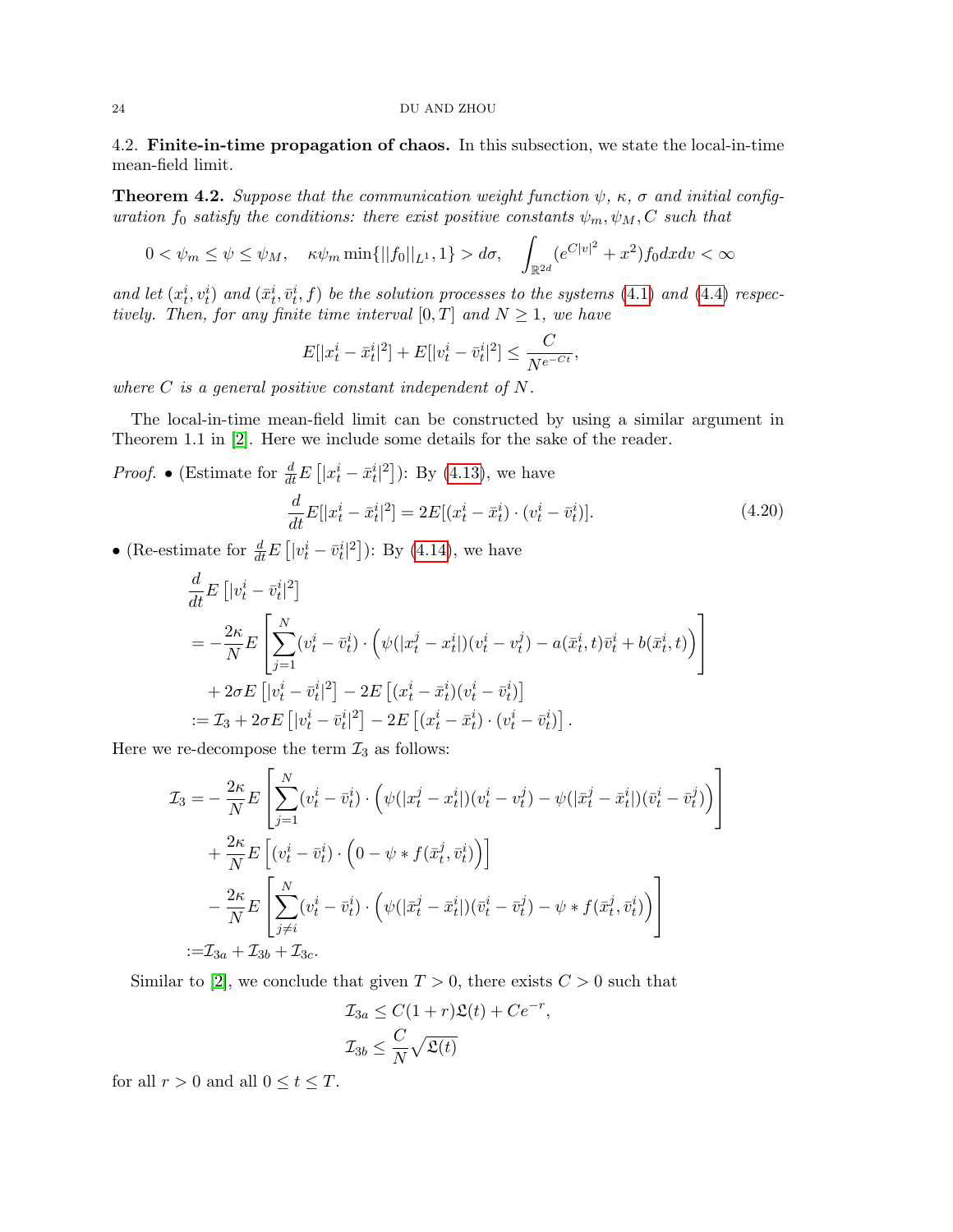4.2. **Finite-in-time propagation of chaos.** In this subsection, we state the local-in-time mean-field limit.

**Theorem 4.2.** *Suppose that the communication weight function $\psi$, $\kappa$, $\sigma$ and initial configuration $f_0$ satisfy the conditions: there exist positive constants $\psi_m, \psi_M, C$ such that*

$$0 < \psi_m \le \psi \le \psi_M, \quad \kappa\psi_m \min\{||f_0||_{L^1}, 1\} > d\sigma, \quad \int_{\mathbb{R}^{2d}} (e^{C|v|^2} + x^2) f_0 dx dv < \infty$$

*and let $(x_t^i, v_t^i)$ and $(\bar{x}_t^i, \bar{v}_t^i, f)$ be the solution processes to the systems (4.1) and (4.4) respectively. Then, for any finite time interval $[0, T]$ and $N \ge 1$, we have*

$$E[|x_t^i - \bar{x}_t^i|^2] + E[|v_t^i - \bar{v}_t^i|^2] \le \frac{C}{N^{e^{-Ct}}},$$

*where $C$ is a general positive constant independent of $N$.*

The local-in-time mean-field limit can be constructed by using a similar argument in Theorem 1.1 in [2]. Here we include some details for the sake of the reader.

*Proof.* • (Estimate for $\frac{d}{dt}E\left[|x_t^i - \bar{x}_t^i|^2\right]$): By (4.13), we have

$$\frac{d}{dt}E[|x_t^i - \bar{x}_t^i|^2] = 2E[(x_t^i - \bar{x}_t^i) \cdot (v_t^i - \bar{v}_t^i)]. \tag{4.20}$$

• (Re-estimate for $\frac{d}{dt}E\left[|v_t^i - \bar{v}_t^i|^2\right]$): By (4.14), we have

$$\begin{aligned}
&\frac{d}{dt}E\left[|v_t^i - \bar{v}_t^i|^2\right] \\
&= -\frac{2\kappa}{N}E\left[\sum_{j=1}^N (v_t^i - \bar{v}_t^i) \cdot \Big(\psi(|x_t^j - x_t^i|)(v_t^i - v_t^j) - a(\bar{x}_t^i, t)\bar{v}_t^i + b(\bar{x}_t^i, t)\Big)\right] \\
&\quad + 2\sigma E\left[|v_t^i - \bar{v}_t^i|^2\right] - 2E\left[(x_t^i - \bar{x}_t^i)(v_t^i - \bar{v}_t^i)\right] \\
&:= \mathcal{I}_3 + 2\sigma E\left[|v_t^i - \bar{v}_t^i|^2\right] - 2E\left[(x_t^i - \bar{x}_t^i) \cdot (v_t^i - \bar{v}_t^i)\right].
\end{aligned}$$

Here we re-decompose the term $\mathcal{I}_3$ as follows:

$$\begin{aligned}
\mathcal{I}_3 = &-\frac{2\kappa}{N}E\left[\sum_{j=1}^N (v_t^i - \bar{v}_t^i) \cdot \Big(\psi(|x_t^j - x_t^i|)(v_t^i - v_t^j) - \psi(|\bar{x}_t^j - \bar{x}_t^i|)(\bar{v}_t^i - \bar{v}_t^j)\Big)\right] \\
&+ \frac{2\kappa}{N}E\left[(v_t^i - \bar{v}_t^i) \cdot \Big(0 - \psi * f(\bar{x}_t^j, \bar{v}_t^i)\Big)\right] \\
&- \frac{2\kappa}{N}E\left[\sum_{j \ne i}^N (v_t^i - \bar{v}_t^i) \cdot \Big(\psi(|\bar{x}_t^j - \bar{x}_t^i|)(\bar{v}_t^i - \bar{v}_t^j) - \psi * f(\bar{x}_t^j, \bar{v}_t^i)\Big)\right] \\
:= &\mathcal{I}_{3a} + \mathcal{I}_{3b} + \mathcal{I}_{3c}.
\end{aligned}$$

Similar to [2], we conclude that given $T > 0$, there exists $C > 0$ such that

$$\mathcal{I}_{3a} \le C(1 + r)\mathfrak{L}(t) + Ce^{-r},$$
$$\mathcal{I}_{3b} \le \frac{C}{N}\sqrt{\mathfrak{L}(t)}$$

for all $r > 0$ and all $0 \le t \le T$.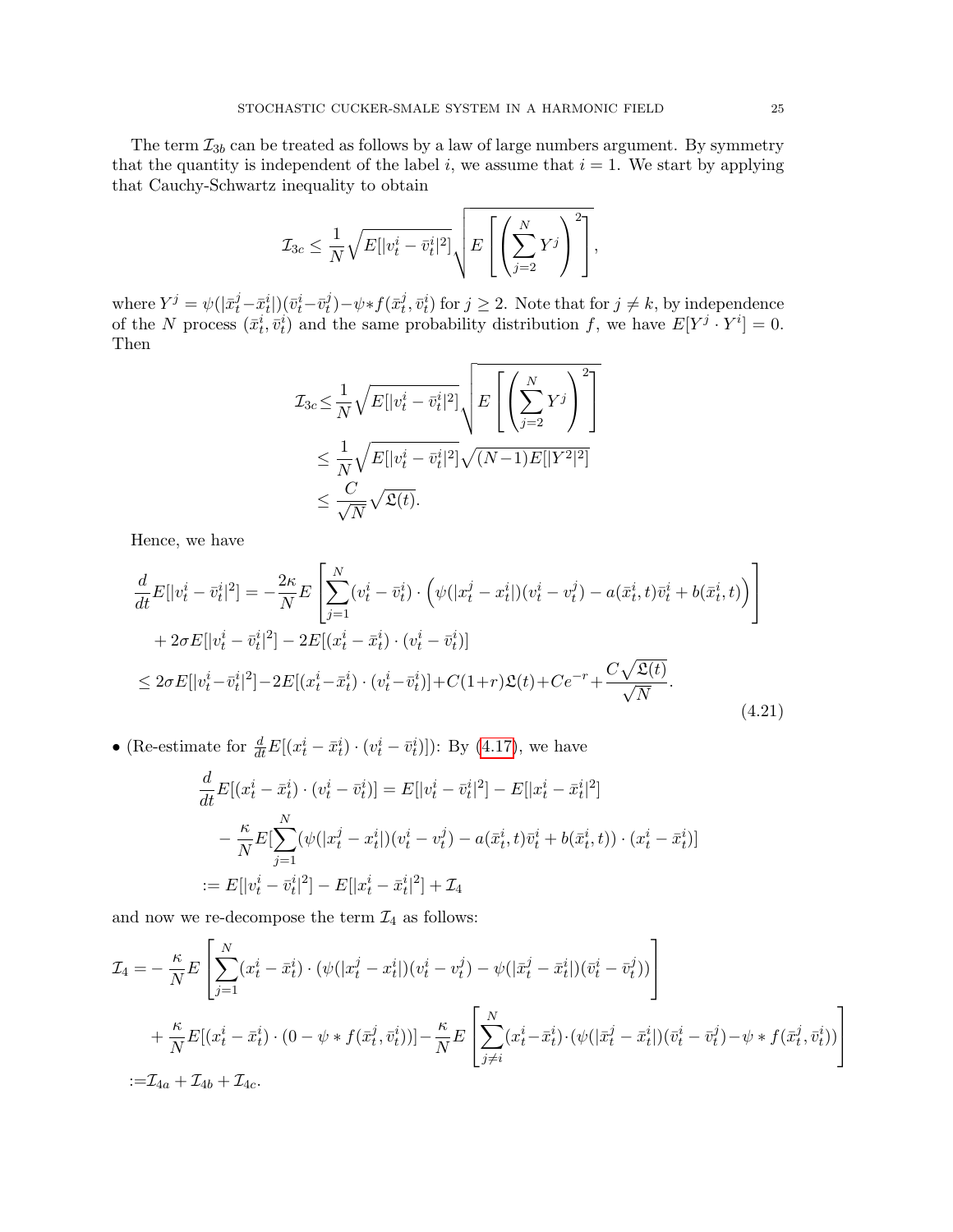The term $\mathcal{I}_{3b}$ can be treated as follows by a law of large numbers argument. By symmetry that the quantity is independent of the label $i$, we assume that $i = 1$. We start by applying that Cauchy-Schwartz inequality to obtain

$$
\mathcal{I}_{3c} \leq \frac{1}{N}\sqrt{E[|v_t^i - \bar{v}_t^i|^2]}\sqrt{E\left[\left(\sum_{j=2}^{N} Y^j\right)^2\right]},
$$

where $Y^j = \psi(|\bar{x}_t^j - \bar{x}_t^i|)(\bar{v}_t^i - \bar{v}_t^j) - \psi * f(\bar{x}_t^j, \bar{v}_t^i)$ for $j \geq 2$. Note that for $j \neq k$, by independence of the $N$ process $(\bar{x}_t^i, \bar{v}_t^i)$ and the same probability distribution $f$, we have $E[Y^j \cdot Y^i] = 0$. Then

$$
\begin{aligned}
\mathcal{I}_{3c} &\leq \frac{1}{N}\sqrt{E[|v_t^i - \bar{v}_t^i|^2]}\sqrt{E\left[\left(\sum_{j=2}^{N} Y^j\right)^2\right]} \\
&\leq \frac{1}{N}\sqrt{E[|v_t^i - \bar{v}_t^i|^2]}\sqrt{(N-1)E[|Y^2|^2]} \\
&\leq \frac{C}{\sqrt{N}}\sqrt{\mathfrak{L}(t)}.
\end{aligned}
$$

Hence, we have

$$
\begin{aligned}
\frac{d}{dt}E[|v_t^i - \bar{v}_t^i|^2] &= -\frac{2\kappa}{N}E\left[\sum_{j=1}^{N}(v_t^i - \bar{v}_t^i) \cdot \Big(\psi(|x_t^j - x_t^i|)(v_t^i - v_t^j) - a(\bar{x}_t^i, t)\bar{v}_t^i + b(\bar{x}_t^i, t)\Big)\right] \\
&\quad + 2\sigma E[|v_t^i - \bar{v}_t^i|^2] - 2E[(x_t^i - \bar{x}_t^i) \cdot (v_t^i - \bar{v}_t^i)] \\
&\leq 2\sigma E[|v_t^i - \bar{v}_t^i|^2] - 2E[(x_t^i - \bar{x}_t^i) \cdot (v_t^i - \bar{v}_t^i)] + C(1+r)\mathfrak{L}(t) + Ce^{-r} + \frac{C\sqrt{\mathfrak{L}(t)}}{\sqrt{N}}.
\end{aligned}
\tag{4.21}
$$

- (Re-estimate for $\frac{d}{dt}E[(x_t^i - \bar{x}_t^i) \cdot (v_t^i - \bar{v}_t^i)]$): By (4.17), we have

$$
\begin{aligned}
&\frac{d}{dt}E[(x_t^i - \bar{x}_t^i) \cdot (v_t^i - \bar{v}_t^i)] = E[|v_t^i - \bar{v}_t^i|^2] - E[|x_t^i - \bar{x}_t^i|^2] \\
&\quad - \frac{\kappa}{N}E[\sum_{j=1}^{N}(\psi(|x_t^j - x_t^i|)(v_t^i - v_t^j) - a(\bar{x}_t^i, t)\bar{v}_t^i + b(\bar{x}_t^i, t)) \cdot (x_t^i - \bar{x}_t^i)] \\
&:= E[|v_t^i - \bar{v}_t^i|^2] - E[|x_t^i - \bar{x}_t^i|^2] + \mathcal{I}_4
\end{aligned}
$$

and now we re-decompose the term $\mathcal{I}_4$ as follows:

$$
\begin{aligned}
\mathcal{I}_4 &= -\frac{\kappa}{N}E\left[\sum_{j=1}^{N}(x_t^i - \bar{x}_t^i) \cdot (\psi(|x_t^j - x_t^i|)(v_t^i - v_t^j) - \psi(|\bar{x}_t^j - \bar{x}_t^i|)(\bar{v}_t^i - \bar{v}_t^j))\right] \\
&\quad + \frac{\kappa}{N}E[(x_t^i - \bar{x}_t^i) \cdot (0 - \psi * f(\bar{x}_t^j, \bar{v}_t^i))] - \frac{\kappa}{N}E\left[\sum_{j \neq i}^{N}(x_t^i - \bar{x}_t^i) \cdot (\psi(|\bar{x}_t^j - \bar{x}_t^i|)(\bar{v}_t^i - \bar{v}_t^j) - \psi * f(\bar{x}_t^j, \bar{v}_t^i))\right] \\
&:= \mathcal{I}_{4a} + \mathcal{I}_{4b} + \mathcal{I}_{4c}.
\end{aligned}
$$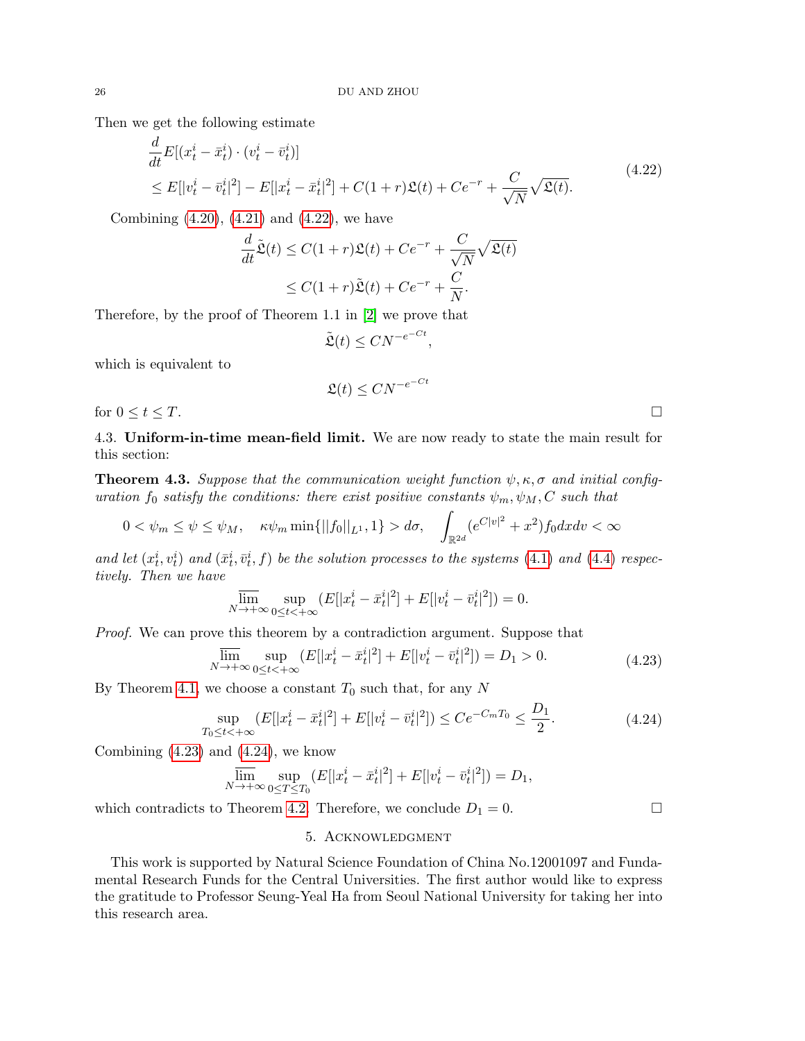Then we get the following estimate

$$
\begin{aligned}
&\frac{d}{dt}E[(x_t^i - \bar{x}_t^i)\cdot(v_t^i - \bar{v}_t^i)] \\
&\le E[|v_t^i - \bar{v}_t^i|^2] - E[|x_t^i - \bar{x}_t^i|^2] + C(1+r)\mathfrak{L}(t) + Ce^{-r} + \frac{C}{\sqrt{N}}\sqrt{\mathfrak{L}(t)}.
\end{aligned}
\tag{4.22}
$$

Combining (4.20), (4.21) and (4.22), we have

$$
\begin{aligned}
\frac{d}{dt}\tilde{\mathfrak{L}}(t) &\le C(1+r)\mathfrak{L}(t) + Ce^{-r} + \frac{C}{\sqrt{N}}\sqrt{\mathfrak{L}(t)} \\
&\le C(1+r)\tilde{\mathfrak{L}}(t) + Ce^{-r} + \frac{C}{N}.
\end{aligned}
$$

Therefore, by the proof of Theorem 1.1 in [2] we prove that

$$
\tilde{\mathfrak{L}}(t) \le CN^{-e^{-Ct}},
$$

which is equivalent to

$$
\mathfrak{L}(t) \le CN^{-e^{-Ct}}
$$

for $0 \le t \le T$. □

## 4.3. Uniform-in-time mean-field limit.

We are now ready to state the main result for this section:

**Theorem 4.3.** *Suppose that the communication weight function $\psi, \kappa, \sigma$ and initial configuration $f_0$ satisfy the conditions: there exist positive constants $\psi_m, \psi_M, C$ such that*

$$
0 < \psi_m \le \psi \le \psi_M, \quad \kappa\psi_m \min\{||f_0||_{L^1}, 1\} > d\sigma, \quad \int_{\mathbb{R}^{2d}} (e^{C|v|^2} + x^2) f_0 dx dv < \infty
$$

*and let $(x_t^i, v_t^i)$ and $(\bar{x}_t^i, \bar{v}_t^i, f)$ be the solution processes to the systems (4.1) and (4.4) respectively. Then we have*

$$
\overline{\lim_{N\to+\infty}} \sup_{0\le t<+\infty} (E[|x_t^i - \bar{x}_t^i|^2] + E[|v_t^i - \bar{v}_t^i|^2]) = 0.
$$

*Proof.* We can prove this theorem by a contradiction argument. Suppose that

$$
\overline{\lim_{N\to+\infty}} \sup_{0\le t<+\infty} (E[|x_t^i - \bar{x}_t^i|^2] + E[|v_t^i - \bar{v}_t^i|^2]) = D_1 > 0.
\tag{4.23}
$$

By Theorem 4.1, we choose a constant $T_0$ such that, for any $N$

$$
\sup_{T_0 \le t < +\infty} (E[|x_t^i - \bar{x}_t^i|^2] + E[|v_t^i - \bar{v}_t^i|^2]) \le Ce^{-C_m T_0} \le \frac{D_1}{2}.
\tag{4.24}
$$

Combining (4.23) and (4.24), we know

$$
\overline{\lim_{N\to+\infty}} \sup_{0\le T\le T_0} (E[|x_t^i - \bar{x}_t^i|^2] + E[|v_t^i - \bar{v}_t^i|^2]) = D_1,
$$

which contradicts to Theorem 4.2. Therefore, we conclude $D_1 = 0$. □

## 5. Acknowledgment

This work is supported by Natural Science Foundation of China No.12001097 and Fundamental Research Funds for the Central Universities. The first author would like to express the gratitude to Professor Seung-Yeal Ha from Seoul National University for taking her into this research area.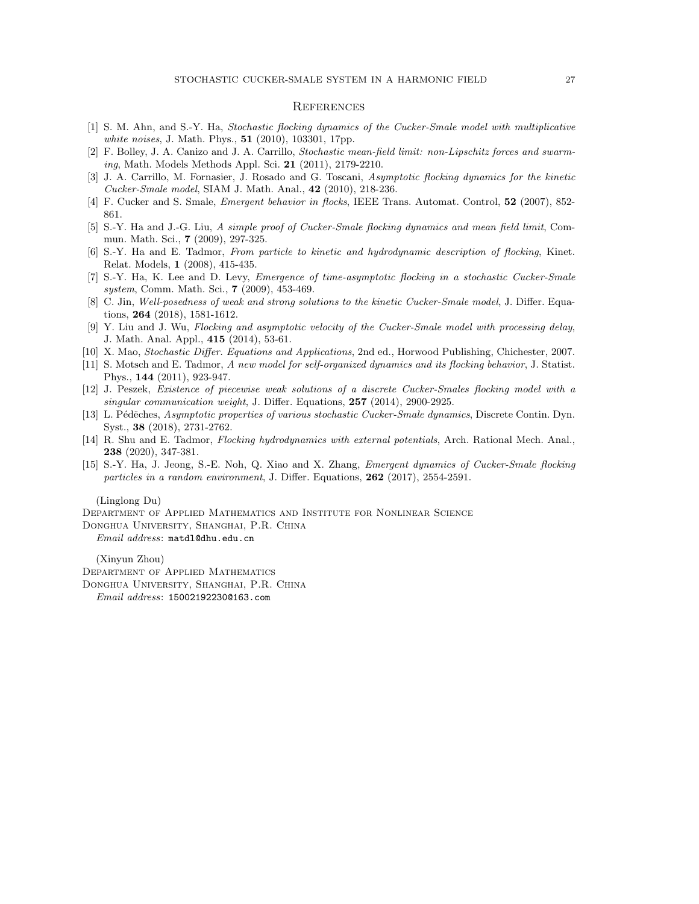## References

[1] S. M. Ahn, and S.-Y. Ha, *Stochastic flocking dynamics of the Cucker-Smale model with multiplicative white noises*, J. Math. Phys., **51** (2010), 103301, 17pp.

[2] F. Bolley, J. A. Canizo and J. A. Carrillo, *Stochastic mean-field limit: non-Lipschitz forces and swarming*, Math. Models Methods Appl. Sci. **21** (2011), 2179-2210.

[3] J. A. Carrillo, M. Fornasier, J. Rosado and G. Toscani, *Asymptotic flocking dynamics for the kinetic Cucker-Smale model*, SIAM J. Math. Anal., **42** (2010), 218-236.

[4] F. Cucker and S. Smale, *Emergent behavior in flocks*, IEEE Trans. Automat. Control, **52** (2007), 852-861.

[5] S.-Y. Ha and J.-G. Liu, *A simple proof of Cucker-Smale flocking dynamics and mean field limit*, Commun. Math. Sci., **7** (2009), 297-325.

[6] S.-Y. Ha and E. Tadmor, *From particle to kinetic and hydrodynamic description of flocking*, Kinet. Relat. Models, **1** (2008), 415-435.

[7] S.-Y. Ha, K. Lee and D. Levy, *Emergence of time-asymptotic flocking in a stochastic Cucker-Smale system*, Comm. Math. Sci., **7** (2009), 453-469.

[8] C. Jin, *Well-posedness of weak and strong solutions to the kinetic Cucker-Smale model*, J. Differ. Equations, **264** (2018), 1581-1612.

[9] Y. Liu and J. Wu, *Flocking and asymptotic velocity of the Cucker-Smale model with processing delay*, J. Math. Anal. Appl., **415** (2014), 53-61.

[10] X. Mao, *Stochastic Differ. Equations and Applications*, 2nd ed., Horwood Publishing, Chichester, 2007.

[11] S. Motsch and E. Tadmor, *A new model for self-organized dynamics and its flocking behavior*, J. Statist. Phys., **144** (2011), 923-947.

[12] J. Peszek, *Existence of piecewise weak solutions of a discrete Cucker-Smales flocking model with a singular communication weight*, J. Differ. Equations, **257** (2014), 2900-2925.

[13] L. Péděches, *Asymptotic properties of various stochastic Cucker-Smale dynamics*, Discrete Contin. Dyn. Syst., **38** (2018), 2731-2762.

[14] R. Shu and E. Tadmor, *Flocking hydrodynamics with external potentials*, Arch. Rational Mech. Anal., **238** (2020), 347-381.

[15] S.-Y. Ha, J. Jeong, S.-E. Noh, Q. Xiao and X. Zhang, *Emergent dynamics of Cucker-Smale flocking particles in a random environment*, J. Differ. Equations, **262** (2017), 2554-2591.

(Linglong Du)
Department of Applied Mathematics and Institute for Nonlinear Science
Donghua University, Shanghai, P.R. China
*Email address*: matdl@dhu.edu.cn

(Xinyun Zhou)
Department of Applied Mathematics
Donghua University, Shanghai, P.R. China
*Email address*: 15002192230@163.com